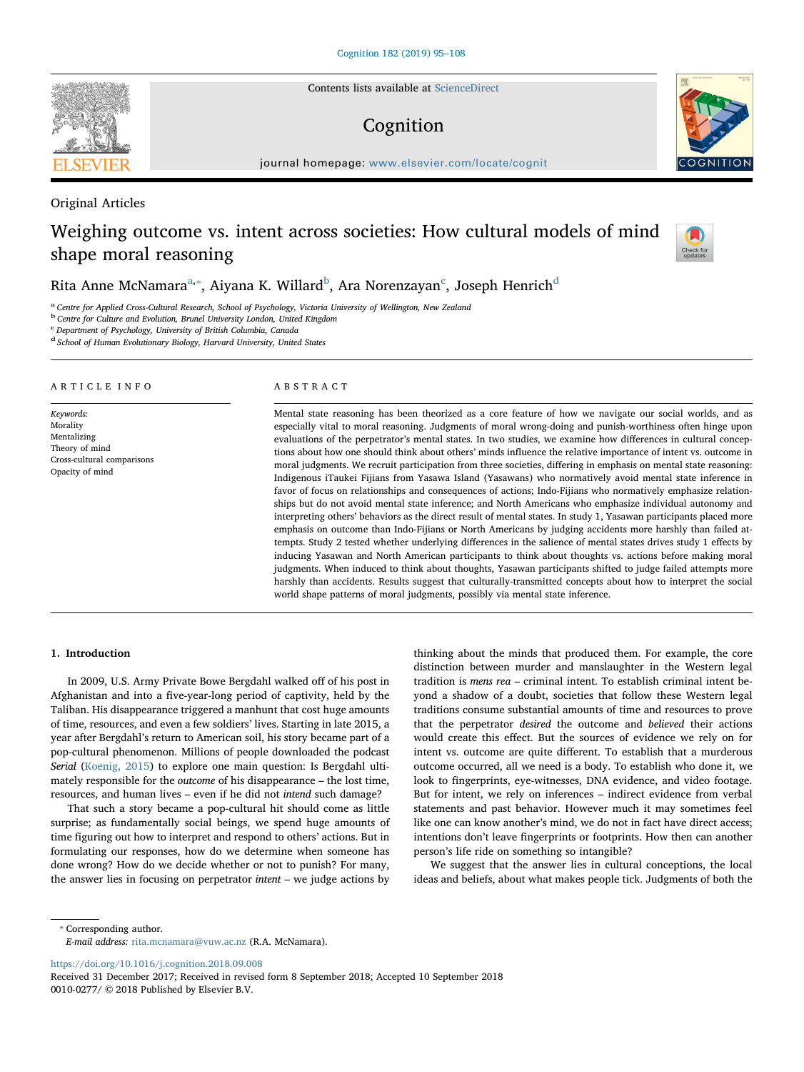Original Articles

# Weighing outcome vs. intent across societies: How cultural models of mind shape moral reasoning

Rita Anne McNamara[a,*], Aiyana K. Willard[b], Ara Norenzayan[c], Joseph Henrich[d]

[a] Centre for Applied Cross-Cultural Research, School of Psychology, Victoria University of Wellington, New Zealand
[b] Centre for Culture and Evolution, Brunel University London, United Kingdom
[c] Department of Psychology, University of British Columbia, Canada
[d] School of Human Evolutionary Biology, Harvard University, United States

## ARTICLE INFO

*Keywords:*
Morality
Mentalizing
Theory of mind
Cross-cultural comparisons
Opacity of mind

## ABSTRACT

Mental state reasoning has been theorized as a core feature of how we navigate our social worlds, and as especially vital to moral reasoning. Judgments of moral wrong-doing and punish-worthiness often hinge upon evaluations of the perpetrator's mental states. In two studies, we examine how differences in cultural conceptions about how one should think about others' minds influence the relative importance of intent vs. outcome in moral judgments. We recruit participation from three societies, differing in emphasis on mental state reasoning: Indigenous iTaukei Fijians from Yasawa Island (Yasawans) who normatively avoid mental state inference in favor of focus on relationships and consequences of actions; Indo-Fijians who normatively emphasize relationships but do not avoid mental state inference; and North Americans who emphasize individual autonomy and interpreting others' behaviors as the direct result of mental states. In study 1, Yasawan participants placed more emphasis on outcome than Indo-Fijians or North Americans by judging accidents more harshly than failed attempts. Study 2 tested whether underlying differences in the salience of mental states drives study 1 effects by inducing Yasawan and North American participants to think about thoughts vs. actions before making moral judgments. When induced to think about thoughts, Yasawan participants shifted to judge failed attempts more harshly than accidents. Results suggest that culturally-transmitted concepts about how to interpret the social world shape patterns of moral judgments, possibly via mental state inference.

## 1. Introduction

In 2009, U.S. Army Private Bowe Bergdahl walked off of his post in Afghanistan and into a five-year-long period of captivity, held by the Taliban. His disappearance triggered a manhunt that cost huge amounts of time, resources, and even a few soldiers' lives. Starting in late 2015, a year after Bergdahl's return to American soil, his story became part of a pop-cultural phenomenon. Millions of people downloaded the podcast *Serial* (Koenig, 2015) to explore one main question: Is Bergdahl ultimately responsible for the *outcome* of his disappearance – the lost time, resources, and human lives – even if he did not *intend* such damage?

That such a story became a pop-cultural hit should come as little surprise; as fundamentally social beings, we spend huge amounts of time figuring out how to interpret and respond to others' actions. But in formulating our responses, how do we determine when someone has done wrong? How do we decide whether or not to punish? For many, the answer lies in focusing on perpetrator *intent* – we judge actions by thinking about the minds that produced them. For example, the core distinction between murder and manslaughter in the Western legal tradition is *mens rea* – criminal intent. To establish criminal intent beyond a shadow of a doubt, societies that follow these Western legal traditions consume substantial amounts of time and resources to prove that the perpetrator *desired* the outcome and *believed* their actions would create this effect. But the sources of evidence we rely on for intent vs. outcome are quite different. To establish that a murderous outcome occurred, all we need is a body. To establish who done it, we look to fingerprints, eye-witnesses, DNA evidence, and video footage. But for intent, we rely on inferences – indirect evidence from verbal statements and past behavior. However much it may sometimes feel like one can know another's mind, we do not in fact have direct access; intentions don't leave fingerprints or footprints. How then can another person's life ride on something so intangible?

We suggest that the answer lies in cultural conceptions, the local ideas and beliefs, about what makes people tick. Judgments of both the

* Corresponding author.
*E-mail address:* rita.mcnamara@vuw.ac.nz (R.A. McNamara).

https://doi.org/10.1016/j.cognition.2018.09.008
Received 31 December 2017; Received in revised form 8 September 2018; Accepted 10 September 2018
0010-0277/ © 2018 Published by Elsevier B.V.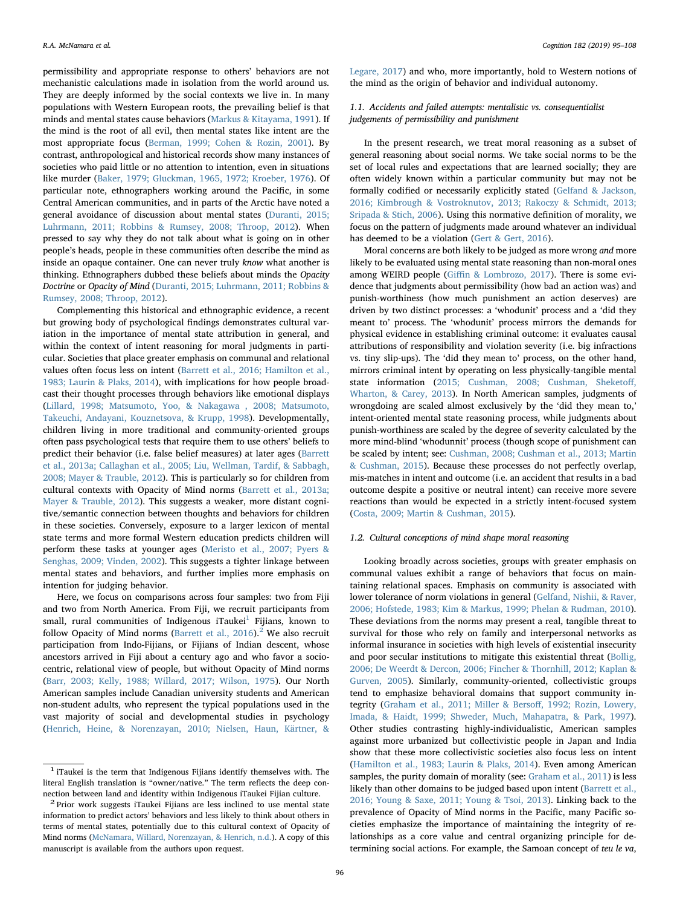permissibility and appropriate response to others' behaviors are not mechanistic calculations made in isolation from the world around us. They are deeply informed by the social contexts we live in. In many populations with Western European roots, the prevailing belief is that minds and mental states cause behaviors (Markus & Kitayama, 1991). If the mind is the root of all evil, then mental states like intent are the most appropriate focus (Berman, 1999; Cohen & Rozin, 2001). By contrast, anthropological and historical records show many instances of societies who paid little or no attention to intention, even in situations like murder (Baker, 1979; Gluckman, 1965, 1972; Kroeber, 1976). Of particular note, ethnographers working around the Pacific, in some Central American communities, and in parts of the Arctic have noted a general avoidance of discussion about mental states (Duranti, 2015; Luhrmann, 2011; Robbins & Rumsey, 2008; Throop, 2012). When pressed to say why they do not talk about what is going on in other people's heads, people in these communities often describe the mind as inside an opaque container. One can never truly *know* what another is thinking. Ethnographers dubbed these beliefs about minds the *Opacity Doctrine* or *Opacity of Mind* (Duranti, 2015; Luhrmann, 2011; Robbins & Rumsey, 2008; Throop, 2012).

Complementing this historical and ethnographic evidence, a recent but growing body of psychological findings demonstrates cultural variation in the importance of mental state attribution in general, and within the context of intent reasoning for moral judgments in particular. Societies that place greater emphasis on communal and relational values often focus less on intent (Barrett et al., 2016; Hamilton et al., 1983; Laurin & Plaks, 2014), with implications for how people broadcast their thought processes through behaviors like emotional displays (Lillard, 1998; Matsumoto, Yoo, & Nakagawa , 2008; Matsumoto, Takeuchi, Andayani, Kouznetsova, & Krupp, 1998). Developmentally, children living in more traditional and community-oriented groups often pass psychological tests that require them to use others' beliefs to predict their behavior (i.e. false belief measures) at later ages (Barrett et al., 2013a; Callaghan et al., 2005; Liu, Wellman, Tardif, & Sabbagh, 2008; Mayer & Trauble, 2012). This is particularly so for children from cultural contexts with Opacity of Mind norms (Barrett et al., 2013a; Mayer & Trauble, 2012). This suggests a weaker, more distant cognitive/semantic connection between thoughts and behaviors for children in these societies. Conversely, exposure to a larger lexicon of mental state terms and more formal Western education predicts children will perform these tasks at younger ages (Meristo et al., 2007; Pyers & Senghas, 2009; Vinden, 2002). This suggests a tighter linkage between mental states and behaviors, and further implies more emphasis on intention for judging behavior.

Here, we focus on comparisons across four samples: two from Fiji and two from North America. From Fiji, we recruit participants from small, rural communities of Indigenous iTaukei[1] Fijians, known to follow Opacity of Mind norms (Barrett et al., 2016).[2] We also recruit participation from Indo-Fijians, or Fijians of Indian descent, whose ancestors arrived in Fiji about a century ago and who favor a sociocentric, relational view of people, but without Opacity of Mind norms (Barr, 2003; Kelly, 1988; Willard, 2017; Wilson, 1975). Our North American samples include Canadian university students and American non-student adults, who represent the typical populations used in the vast majority of social and developmental studies in psychology (Henrich, Heine, & Norenzayan, 2010; Nielsen, Haun, Kärtner, & Legare, 2017) and who, more importantly, hold to Western notions of the mind as the origin of behavior and individual autonomy.

### 1.1. Accidents and failed attempts: mentalistic vs. consequentialist judgements of permissibility and punishment

In the present research, we treat moral reasoning as a subset of general reasoning about social norms. We take social norms to be the set of local rules and expectations that are learned socially; they are often widely known within a particular community but may not be formally codified or necessarily explicitly stated (Gelfand & Jackson, 2016; Kimbrough & Vostroknutov, 2013; Rakoczy & Schmidt, 2013; Sripada & Stich, 2006). Using this normative definition of morality, we focus on the pattern of judgments made around whatever an individual has deemed to be a violation (Gert & Gert, 2016).

Moral concerns are both likely to be judged as more wrong *and* more likely to be evaluated using mental state reasoning than non-moral ones among WEIRD people (Giffin & Lombrozo, 2017). There is some evidence that judgments about permissibility (how bad an action was) and punish-worthiness (how much punishment an action deserves) are driven by two distinct processes: a 'whodunit' process and a 'did they meant to' process. The 'whodunit' process mirrors the demands for physical evidence in establishing criminal outcome: it evaluates causal attributions of responsibility and violation severity (i.e. big infractions vs. tiny slip-ups). The 'did they mean to' process, on the other hand, mirrors criminal intent by operating on less physically-tangible mental state information (2015; Cushman, 2008; Cushman, Sheketoff, Wharton, & Carey, 2013). In North American samples, judgments of wrongdoing are scaled almost exclusively by the 'did they mean to,' intent-oriented mental state reasoning process, while judgments about punish-worthiness are scaled by the degree of severity calculated by the more mind-blind 'whodunnit' process (though scope of punishment can be scaled by intent; see: Cushman, 2008; Cushman et al., 2013; Martin & Cushman, 2015). Because these processes do not perfectly overlap, mis-matches in intent and outcome (i.e. an accident that results in a bad outcome despite a positive or neutral intent) can receive more severe reactions than would be expected in a strictly intent-focused system (Costa, 2009; Martin & Cushman, 2015).

### 1.2. Cultural conceptions of mind shape moral reasoning

Looking broadly across societies, groups with greater emphasis on communal values exhibit a range of behaviors that focus on maintaining relational spaces. Emphasis on community is associated with lower tolerance of norm violations in general (Gelfand, Nishii, & Raver, 2006; Hofstede, 1983; Kim & Markus, 1999; Phelan & Rudman, 2010). These deviations from the norms may present a real, tangible threat to survival for those who rely on family and interpersonal networks as informal insurance in societies with high levels of existential insecurity and poor secular institutions to mitigate this existential threat (Bollig, 2006; De Weerdt & Dercon, 2006; Fincher & Thornhill, 2012; Kaplan & Gurven, 2005). Similarly, community-oriented, collectivistic groups tend to emphasize behavioral domains that support community integrity (Graham et al., 2011; Miller & Bersoff, 1992; Rozin, Lowery, Imada, & Haidt, 1999; Shweder, Much, Mahapatra, & Park, 1997). Other studies contrasting highly-individualistic, American samples against more urbanized but collectivistic people in Japan and India show that these more collectivistic societies also focus less on intent (Hamilton et al., 1983; Laurin & Plaks, 2014). Even among American samples, the purity domain of morality (see: Graham et al., 2011) is less likely than other domains to be judged based upon intent (Barrett et al., 2016; Young & Saxe, 2011; Young & Tsoi, 2013). Linking back to the prevalence of Opacity of Mind norms in the Pacific, many Pacific societies emphasize the importance of maintaining the integrity of relationships as a core value and central organizing principle for determining social actions. For example, the Samoan concept of *teu le va*,

[1] iTaukei is the term that Indigenous Fijians identify themselves with. The literal English translation is "owner/native." The term reflects the deep connection between land and identity within Indigenous iTaukei Fijian culture.

[2] Prior work suggests iTaukei Fijians are less inclined to use mental state information to predict actors' behaviors and less likely to think about others in terms of mental states, potentially due to this cultural context of Opacity of Mind norms (McNamara, Willard, Norenzayan, & Henrich, n.d.). A copy of this manuscript is available from the authors upon request.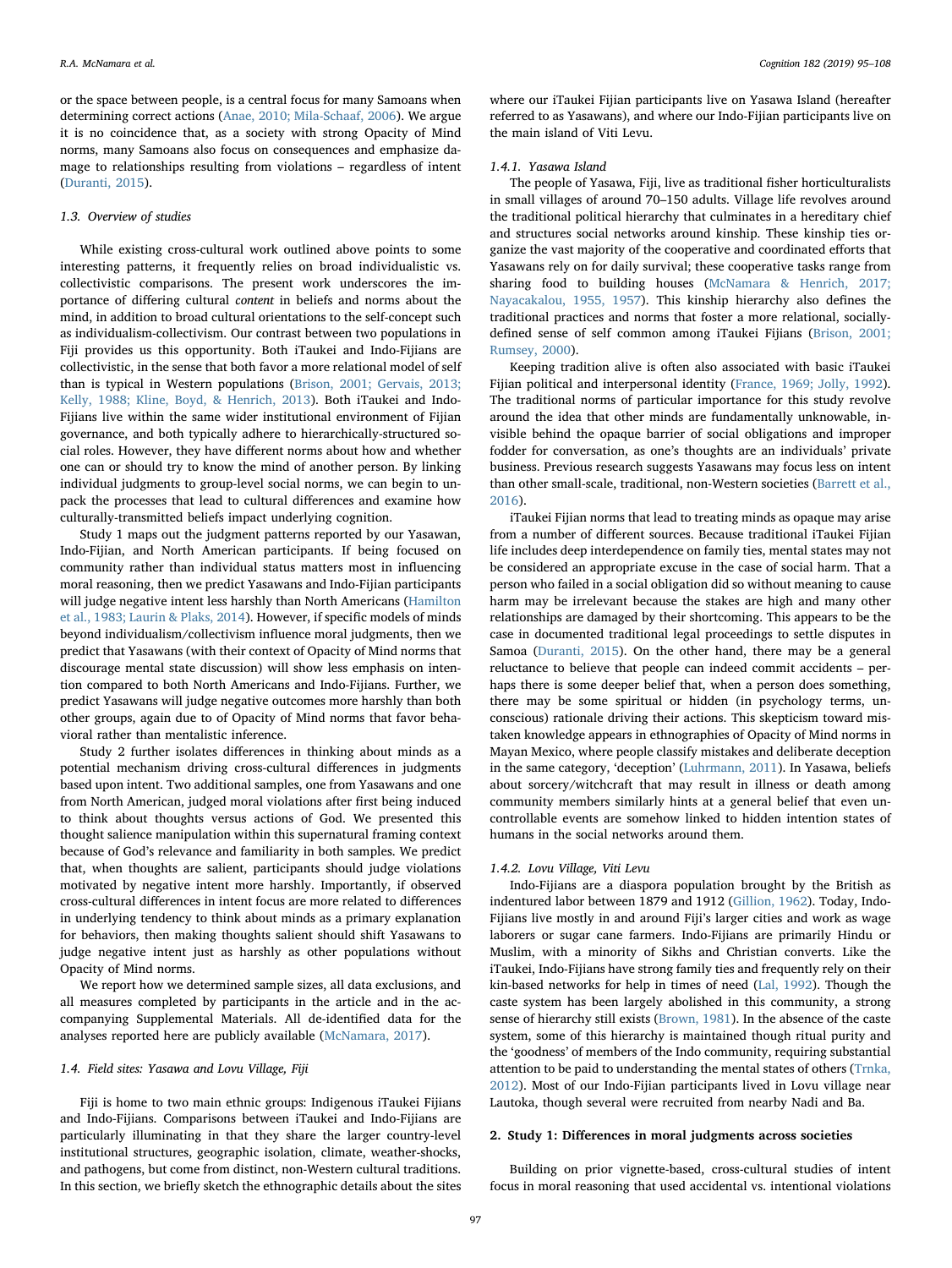or the space between people, is a central focus for many Samoans when determining correct actions (Anae, 2010; Mila-Schaaf, 2006). We argue it is no coincidence that, as a society with strong Opacity of Mind norms, many Samoans also focus on consequences and emphasize damage to relationships resulting from violations – regardless of intent (Duranti, 2015).

### 1.3. Overview of studies

While existing cross-cultural work outlined above points to some interesting patterns, it frequently relies on broad individualistic vs. collectivistic comparisons. The present work underscores the importance of differing cultural *content* in beliefs and norms about the mind, in addition to broad cultural orientations to the self-concept such as individualism-collectivism. Our contrast between two populations in Fiji provides us this opportunity. Both iTaukei and Indo-Fijians are collectivistic, in the sense that both favor a more relational model of self than is typical in Western populations (Brison, 2001; Gervais, 2013; Kelly, 1988; Kline, Boyd, & Henrich, 2013). Both iTaukei and Indo-Fijians live within the same wider institutional environment of Fijian governance, and both typically adhere to hierarchically-structured social roles. However, they have different norms about how and whether one can or should try to know the mind of another person. By linking individual judgments to group-level social norms, we can begin to unpack the processes that lead to cultural differences and examine how culturally-transmitted beliefs impact underlying cognition.

Study 1 maps out the judgment patterns reported by our Yasawan, Indo-Fijian, and North American participants. If being focused on community rather than individual status matters most in influencing moral reasoning, then we predict Yasawans and Indo-Fijian participants will judge negative intent less harshly than North Americans (Hamilton et al., 1983; Laurin & Plaks, 2014). However, if specific models of minds beyond individualism/collectivism influence moral judgments, then we predict that Yasawans (with their context of Opacity of Mind norms that discourage mental state discussion) will show less emphasis on intention compared to both North Americans and Indo-Fijians. Further, we predict Yasawans will judge negative outcomes more harshly than both other groups, again due to of Opacity of Mind norms that favor behavioral rather than mentalistic inference.

Study 2 further isolates differences in thinking about minds as a potential mechanism driving cross-cultural differences in judgments based upon intent. Two additional samples, one from Yasawans and one from North American, judged moral violations after first being induced to think about thoughts versus actions of God. We presented this thought salience manipulation within this supernatural framing context because of God's relevance and familiarity in both samples. We predict that, when thoughts are salient, participants should judge violations motivated by negative intent more harshly. Importantly, if observed cross-cultural differences in intent focus are more related to differences in underlying tendency to think about minds as a primary explanation for behaviors, then making thoughts salient should shift Yasawans to judge negative intent just as harshly as other populations without Opacity of Mind norms.

We report how we determined sample sizes, all data exclusions, and all measures completed by participants in the article and in the accompanying Supplemental Materials. All de-identified data for the analyses reported here are publicly available (McNamara, 2017).

### 1.4. Field sites: Yasawa and Lovu Village, Fiji

Fiji is home to two main ethnic groups: Indigenous iTaukei Fijians and Indo-Fijians. Comparisons between iTaukei and Indo-Fijians are particularly illuminating in that they share the larger country-level institutional structures, geographic isolation, climate, weather-shocks, and pathogens, but come from distinct, non-Western cultural traditions. In this section, we briefly sketch the ethnographic details about the sites where our iTaukei Fijian participants live on Yasawa Island (hereafter referred to as Yasawans), and where our Indo-Fijian participants live on the main island of Viti Levu.

#### 1.4.1. Yasawa Island

The people of Yasawa, Fiji, live as traditional fisher horticulturalists in small villages of around 70–150 adults. Village life revolves around the traditional political hierarchy that culminates in a hereditary chief and structures social networks around kinship. These kinship ties organize the vast majority of the cooperative and coordinated efforts that Yasawans rely on for daily survival; these cooperative tasks range from sharing food to building houses (McNamara & Henrich, 2017; Nayacakalou, 1955, 1957). This kinship hierarchy also defines the traditional practices and norms that foster a more relational, socially-defined sense of self common among iTaukei Fijians (Brison, 2001; Rumsey, 2000).

Keeping tradition alive is often also associated with basic iTaukei Fijian political and interpersonal identity (France, 1969; Jolly, 1992). The traditional norms of particular importance for this study revolve around the idea that other minds are fundamentally unknowable, invisible behind the opaque barrier of social obligations and improper fodder for conversation, as one's thoughts are an individuals' private business. Previous research suggests Yasawans may focus less on intent than other small-scale, traditional, non-Western societies (Barrett et al., 2016).

iTaukei Fijian norms that lead to treating minds as opaque may arise from a number of different sources. Because traditional iTaukei Fijian life includes deep interdependence on family ties, mental states may not be considered an appropriate excuse in the case of social harm. That a person who failed in a social obligation did so without meaning to cause harm may be irrelevant because the stakes are high and many other relationships are damaged by their shortcoming. This appears to be the case in documented traditional legal proceedings to settle disputes in Samoa (Duranti, 2015). On the other hand, there may be a general reluctance to believe that people can indeed commit accidents – perhaps there is some deeper belief that, when a person does something, there may be some spiritual or hidden (in psychology terms, unconscious) rationale driving their actions. This skepticism toward mistaken knowledge appears in ethnographies of Opacity of Mind norms in Mayan Mexico, where people classify mistakes and deliberate deception in the same category, 'deception' (Luhrmann, 2011). In Yasawa, beliefs about sorcery/witchcraft that may result in illness or death among community members similarly hints at a general belief that even uncontrollable events are somehow linked to hidden intention states of humans in the social networks around them.

#### 1.4.2. Lovu Village, Viti Levu

Indo-Fijians are a diaspora population brought by the British as indentured labor between 1879 and 1912 (Gillion, 1962). Today, Indo-Fijians live mostly in and around Fiji's larger cities and work as wage laborers or sugar cane farmers. Indo-Fijians are primarily Hindu or Muslim, with a minority of Sikhs and Christian converts. Like the iTaukei, Indo-Fijians have strong family ties and frequently rely on their kin-based networks for help in times of need (Lal, 1992). Though the caste system has been largely abolished in this community, a strong sense of hierarchy still exists (Brown, 1981). In the absence of the caste system, some of this hierarchy is maintained though ritual purity and the 'goodness' of members of the Indo community, requiring substantial attention to be paid to understanding the mental states of others (Trnka, 2012). Most of our Indo-Fijian participants lived in Lovu village near Lautoka, though several were recruited from nearby Nadi and Ba.

## 2. Study 1: Differences in moral judgments across societies

Building on prior vignette-based, cross-cultural studies of intent focus in moral reasoning that used accidental vs. intentional violations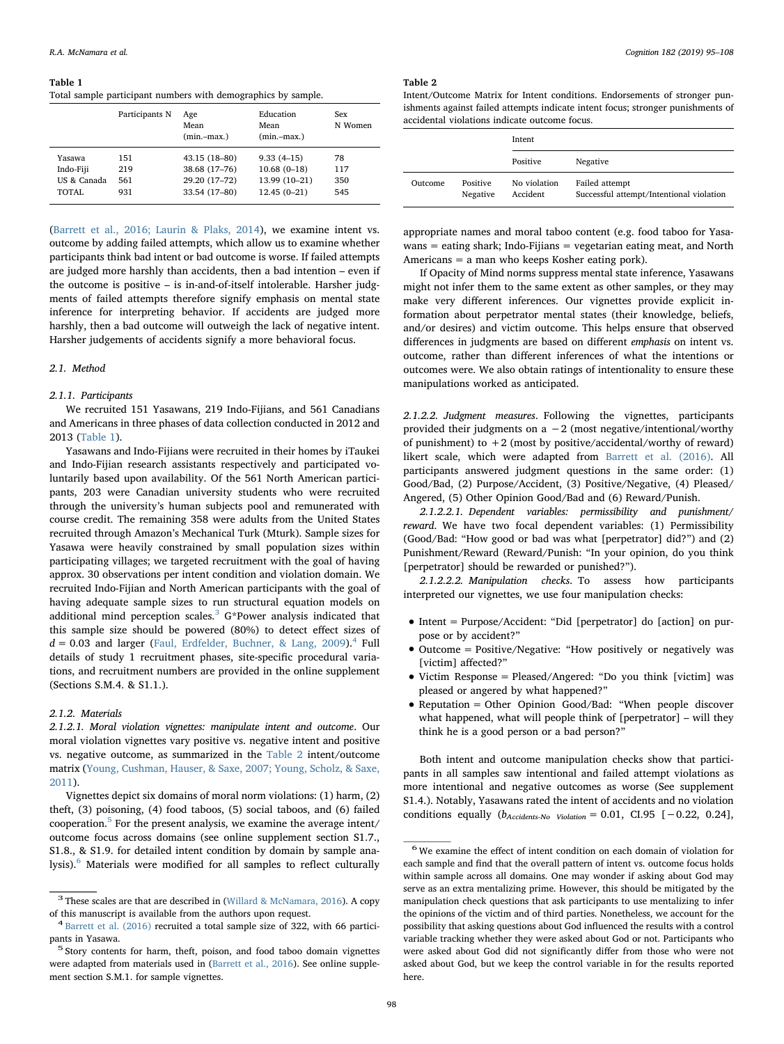**Table 1**
Total sample participant numbers with demographics by sample.

| | Participants N | Age Mean (min.–max.) | Education Mean (min.–max.) | Sex N Women |
|---|---|---|---|---|
| Yasawa | 151 | 43.15 (18–80) | 9.33 (4–15) | 78 |
| Indo-Fiji | 219 | 38.68 (17–76) | 10.68 (0–18) | 117 |
| US & Canada | 561 | 29.20 (17–72) | 13.99 (10–21) | 350 |
| TOTAL | 931 | 33.54 (17–80) | 12.45 (0–21) | 545 |

(Barrett et al., 2016; Laurin & Plaks, 2014), we examine intent vs. outcome by adding failed attempts, which allow us to examine whether participants think bad intent or bad outcome is worse. If failed attempts are judged more harshly than accidents, then a bad intention – even if the outcome is positive – is in-and-of-itself intolerable. Harsher judgments of failed attempts therefore signify emphasis on mental state inference for interpreting behavior. If accidents are judged more harshly, then a bad outcome will outweigh the lack of negative intent. Harsher judgements of accidents signify a more behavioral focus.

### 2.1. Method

#### 2.1.1. Participants

We recruited 151 Yasawans, 219 Indo-Fijians, and 561 Canadians and Americans in three phases of data collection conducted in 2012 and 2013 (Table 1).

Yasawans and Indo-Fijians were recruited in their homes by iTaukei and Indo-Fijian research assistants respectively and participated voluntarily based upon availability. Of the 561 North American participants, 203 were Canadian university students who were recruited through the university's human subjects pool and remunerated with course credit. The remaining 358 were adults from the United States recruited through Amazon's Mechanical Turk (Mturk). Sample sizes for Yasawa were heavily constrained by small population sizes within participating villages; we targeted recruitment with the goal of having approx. 30 observations per intent condition and violation domain. We recruited Indo-Fijian and North American participants with the goal of having adequate sample sizes to run structural equation models on additional mind perception scales.[3] G*Power analysis indicated that this sample size should be powered (80%) to detect effect sizes of $d = 0.03$ and larger (Faul, Erdfelder, Buchner, & Lang, 2009).[4] Full details of study 1 recruitment phases, site-specific procedural variations, and recruitment numbers are provided in the online supplement (Sections S.M.4. & S1.1.).

#### 2.1.2. Materials

*2.1.2.1. Moral violation vignettes: manipulate intent and outcome.* Our moral violation vignettes vary positive vs. negative intent and positive vs. negative outcome, as summarized in the Table 2 intent/outcome matrix (Young, Cushman, Hauser, & Saxe, 2007; Young, Scholz, & Saxe, 2011).

Vignettes depict six domains of moral norm violations: (1) harm, (2) theft, (3) poisoning, (4) food taboos, (5) social taboos, and (6) failed cooperation.[5] For the present analysis, we examine the average intent/outcome focus across domains (see online supplement section S1.7., S1.8., & S1.9. for detailed intent condition by domain by sample analysis).[6] Materials were modified for all samples to reflect culturally

**Table 2**
Intent/Outcome Matrix for Intent conditions. Endorsements of stronger punishments against failed attempts indicate intent focus; stronger punishments of accidental violations indicate outcome focus.

| | | Intent | |
|---|---|---|---|
| | | Positive | Negative |
| Outcome | Positive | No violation | Failed attempt |
| | Negative | Accident | Successful attempt/Intentional violation |

appropriate names and moral taboo content (e.g. food taboo for Yasawans = eating shark; Indo-Fijians = vegetarian eating meat, and North Americans = a man who keeps Kosher eating pork).

If Opacity of Mind norms suppress mental state inference, Yasawans might not infer them to the same extent as other samples, or they may make very different inferences. Our vignettes provide explicit information about perpetrator mental states (their knowledge, beliefs, and/or desires) and victim outcome. This helps ensure that observed differences in judgments are based on different *emphasis* on intent vs. outcome, rather than different inferences of what the intentions or outcomes were. We also obtain ratings of intentionality to ensure these manipulations worked as anticipated.

*2.1.2.2. Judgment measures.* Following the vignettes, participants provided their judgments on a −2 (most negative/intentional/worthy of punishment) to +2 (most by positive/accidental/worthy of reward) likert scale, which were adapted from Barrett et al. (2016). All participants answered judgment questions in the same order: (1) Good/Bad, (2) Purpose/Accident, (3) Positive/Negative, (4) Pleased/Angered, (5) Other Opinion Good/Bad and (6) Reward/Punish.

*2.1.2.2.1. Dependent variables: permissibility and punishment/reward.* We have two focal dependent variables: (1) Permissibility (Good/Bad: "How good or bad was what [perpetrator] did?") and (2) Punishment/Reward (Reward/Punish: "In your opinion, do you think [perpetrator] should be rewarded or punished?").

*2.1.2.2.2. Manipulation checks.* To assess how participants interpreted our vignettes, we use four manipulation checks:

- Intent = Purpose/Accident: "Did [perpetrator] do [action] on purpose or by accident?"
- Outcome = Positive/Negative: "How positively or negatively was [victim] affected?"
- Victim Response = Pleased/Angered: "Do you think [victim] was pleased or angered by what happened?"
- Reputation = Other Opinion Good/Bad: "When people discover what happened, what will people think of [perpetrator] – will they think he is a good person or a bad person?"

Both intent and outcome manipulation checks show that participants in all samples saw intentional and failed attempt violations as more intentional and negative outcomes as worse (See supplement S1.4.). Notably, Yasawans rated the intent of accidents and no violation conditions equally ($b_{Accidents\text{-}No\ \ Violation} = 0.01$, CI.95 [−0.22, 0.24],

---

[3] These scales are that are described in (Willard & McNamara, 2016). A copy of this manuscript is available from the authors upon request.

[4] Barrett et al. (2016) recruited a total sample size of 322, with 66 participants in Yasawa.

[5] Story contents for harm, theft, poison, and food taboo domain vignettes were adapted from materials used in (Barrett et al., 2016). See online supplement section S.M.1. for sample vignettes.

[6] We examine the effect of intent condition on each domain of violation for each sample and find that the overall pattern of intent vs. outcome focus holds within sample across all domains. One may wonder if asking about God may serve as an extra mentalizing prime. However, this should be mitigated by the manipulation check questions that ask participants to use mentalizing to infer the opinions of the victim and of third parties. Nonetheless, we account for the possibility that asking questions about God influenced the results with a control variable tracking whether they were asked about God or not. Participants who were asked about God did not significantly differ from those who were not asked about God, but we keep the control variable in for the results reported here.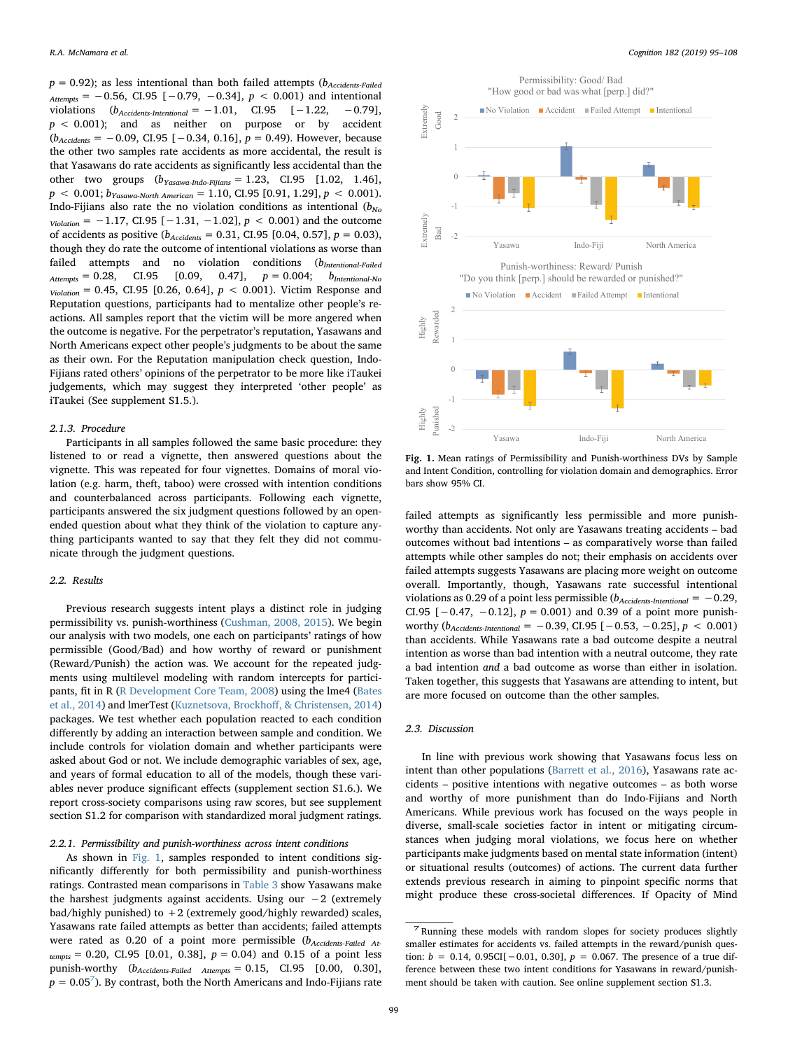$p = 0.92$); as less intentional than both failed attempts ($b_{Accidents\text{-}Failed\ Attempts} = -0.56$, CI.95 [−0.79, −0.34], $p < 0.001$) and intentional violations ($b_{Accidents\text{-}Intentional} = -1.01$, CI.95 [−1.22, −0.79], $p < 0.001$); and as neither on purpose or by accident ($b_{Accidents} = -0.09$, CI.95 [−0.34, 0.16], $p = 0.49$). However, because the other two samples rate accidents as more accidental, the result is that Yasawans do rate accidents as significantly less accidental than the other two groups ($b_{Yasawa\text{-}Indo\text{-}Fijians} = 1.23$, CI.95 [1.02, 1.46], $p < 0.001$; $b_{Yasawa\text{-}North\ American} = 1.10$, CI.95 [0.91, 1.29], $p < 0.001$). Indo-Fijians also rate the no violation conditions as intentional ($b_{No\ Violation} = -1.17$, CI.95 [−1.31, −1.02], $p < 0.001$) and the outcome of accidents as positive ($b_{Accidents} = 0.31$, CI.95 [0.04, 0.57], $p = 0.03$), though they do rate the outcome of intentional violations as worse than failed attempts and no violation conditions ($b_{Intentional\text{-}Failed\ Attempts} = 0.28$, CI.95 [0.09, 0.47], $p = 0.004$; $b_{Intentional\text{-}No\ Violation} = 0.45$, CI.95 [0.26, 0.64], $p < 0.001$). Victim Response and Reputation questions, participants had to mentalize other people's reactions. All samples report that the victim will be more angered when the outcome is negative. For the perpetrator's reputation, Yasawans and North Americans expect other people's judgments to be about the same as their own. For the Reputation manipulation check question, Indo-Fijians rated others' opinions of the perpetrator to be more like iTaukei judgements, which may suggest they interpreted 'other people' as iTaukei (See supplement S1.5.).

#### 2.1.3. Procedure

Participants in all samples followed the same basic procedure: they listened to or read a vignette, then answered questions about the vignette. This was repeated for four vignettes. Domains of moral violation (e.g. harm, theft, taboo) were crossed with intention conditions and counterbalanced across participants. Following each vignette, participants answered the six judgment questions followed by an open-ended question about what they think of the violation to capture anything participants wanted to say that they felt they did not communicate through the judgment questions.

### 2.2. Results

Previous research suggests intent plays a distinct role in judging permissibility vs. punish-worthiness (Cushman, 2008, 2015). We begin our analysis with two models, one each on participants' ratings of how permissible (Good/Bad) and how worthy of reward or punishment (Reward/Punish) the action was. We account for the repeated judgments using multilevel modeling with random intercepts for participants, fit in R (R Development Core Team, 2008) using the lme4 (Bates et al., 2014) and lmerTest (Kuznetsova, Brockhoff, & Christensen, 2014) packages. We test whether each population reacted to each condition differently by adding an interaction between sample and condition. We include controls for violation domain and whether participants were asked about God or not. We include demographic variables of sex, age, and years of formal education to all of the models, though these variables never produce significant effects (supplement section S1.6.). We report cross-society comparisons using raw scores, but see supplement section S1.2 for comparison with standardized moral judgment ratings.

#### 2.2.1. Permissibility and punish-worthiness across intent conditions

As shown in Fig. 1, samples responded to intent conditions significantly differently for both permissibility and punish-worthiness ratings. Contrasted mean comparisons in Table 3 show Yasawans make the harshest judgments against accidents. Using our −2 (extremely bad/highly punished) to +2 (extremely good/highly rewarded) scales, Yasawans rate failed attempts as better than accidents; failed attempts were rated as 0.20 of a point more permissible ($b_{Accidents\text{-}Failed\ Attempts} = 0.20$, CI.95 [0.01, 0.38], $p = 0.04$) and 0.15 of a point less punish-worthy ($b_{Accidents\text{-}Failed\ Attempts} = 0.15$, CI.95 [0.00, 0.30], $p = 0.05$[7]). By contrast, both the North Americans and Indo-Fijians rate failed attempts as significantly less permissible and more punish-worthy than accidents. Not only are Yasawans treating accidents – bad outcomes without bad intentions – as comparatively worse than failed attempts while other samples do not; their emphasis on accidents over failed attempts suggests Yasawans are placing more weight on outcome overall. Importantly, though, Yasawans rate successful intentional violations as 0.29 of a point less permissible ($b_{Accidents\text{-}Intentional} = -0.29$, CI.95 [−0.47, −0.12], $p = 0.001$) and 0.39 of a point more punish-worthy ($b_{Accidents\text{-}Intentional} = -0.39$, CI.95 [−0.53, −0.25], $p < 0.001$) than accidents. While Yasawans rate a bad outcome despite a neutral intention as worse than bad intention with a neutral outcome, they rate a bad intention *and* a bad outcome as worse than either in isolation. Taken together, this suggests that Yasawans are attending to intent, but are more focused on outcome than the other samples.

Fig. 1. Mean ratings of Permissibility and Punish-worthiness DVs by Sample and Intent Condition, controlling for violation domain and demographics. Error bars show 95% CI.

### 2.3. Discussion

In line with previous work showing that Yasawans focus less on intent than other populations (Barrett et al., 2016), Yasawans rate accidents – positive intentions with negative outcomes – as both worse and worthy of more punishment than do Indo-Fijians and North Americans. While previous work has focused on the ways people in diverse, small-scale societies factor in intent or mitigating circumstances when judging moral violations, we focus here on whether participants make judgments based on mental state information (intent) or situational results (outcomes) of actions. The current data further extends previous research in aiming to pinpoint specific norms that might produce these cross-societal differences. If Opacity of Mind

[7] Running these models with random slopes for society produces slightly smaller estimates for accidents vs. failed attempts in the reward/punish question: $b = 0.14$, 0.95CI[−0.01, 0.30], $p = 0.067$. The presence of a true difference between these two intent conditions for Yasawans in reward/punishment should be taken with caution. See online supplement section S1.3.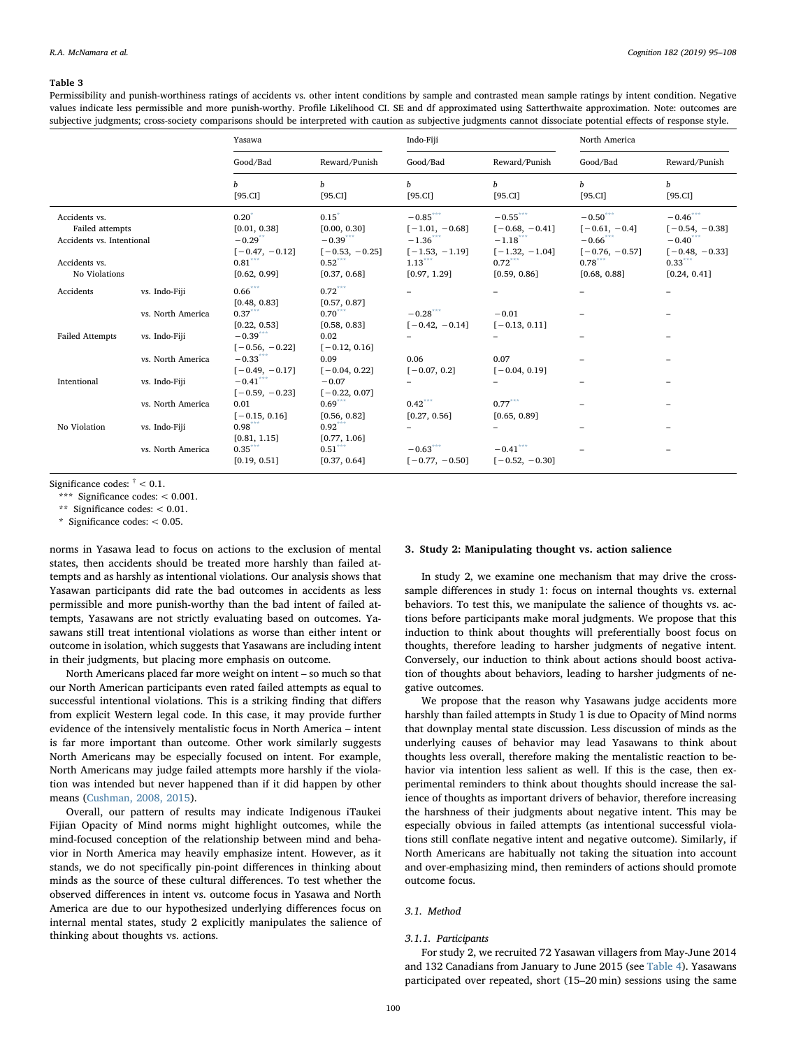**Table 3**

Permissibility and punish-worthiness ratings of accidents vs. other intent conditions by sample and contrasted mean sample ratings by intent condition. Negative values indicate less permissible and more punish-worthy. Profile Likelihood CI. SE and df approximated using Satterthwaite approximation. Note: outcomes are subjective judgments; cross-society comparisons should be interpreted with caution as subjective judgments cannot dissociate potential effects of response style.

| | | Yasawa | | Indo-Fiji | | North America | |
|---|---|---|---|---|---|---|---|
| | | Good/Bad | Reward/Punish | Good/Bad | Reward/Punish | Good/Bad | Reward/Punish |
| | | $b$ [95.CI] | $b$ [95.CI] | $b$ [95.CI] | $b$ [95.CI] | $b$ [95.CI] | $b$ [95.CI] |
| Accidents vs. Failed attempts | | 0.20* [0.01, 0.38] | 0.15† [0.00, 0.30] | −0.85*** [−1.01, −0.68] | −0.55*** [−0.68, −0.41] | −0.50*** [−0.61, −0.4] | −0.46*** [−0.54, −0.38] |
| Accidents vs. Intentional | | −0.29** [−0.47, −0.12] | −0.39*** [−0.53, −0.25] | −1.36*** [−1.53, −1.19] | −1.18*** [−1.32, −1.04] | −0.66*** [−0.76, −0.57] | −0.40*** [−0.48, −0.33] |
| Accidents vs. No Violations | | 0.81*** [0.62, 0.99] | 0.52*** [0.37, 0.68] | 1.13*** [0.97, 1.29] | 0.72*** [0.59, 0.86] | 0.78*** [0.68, 0.88] | 0.33*** [0.24, 0.41] |
| Accidents | vs. Indo-Fiji | 0.66*** [0.48, 0.83] | 0.72*** [0.57, 0.87] | – | – | – | – |
| | vs. North America | 0.37*** [0.22, 0.53] | 0.70*** [0.58, 0.83] | −0.28*** [−0.42, −0.14] | −0.01 [−0.13, 0.11] | – | – |
| Failed Attempts | vs. Indo-Fiji | −0.39*** [−0.56, −0.22] | 0.02 [−0.12, 0.16] | – | – | – | – |
| | vs. North America | −0.33*** [−0.49, −0.17] | 0.09 [−0.04, 0.22] | 0.06 [−0.07, 0.2] | 0.07 [−0.04, 0.19] | – | – |
| Intentional | vs. Indo-Fiji | −0.41*** [−0.59, −0.23] | −0.07 [−0.22, 0.07] | – | – | – | – |
| | vs. North America | 0.01 [−0.15, 0.16] | 0.69*** [0.56, 0.82] | 0.42*** [0.27, 0.56] | 0.77*** [0.65, 0.89] | – | – |
| No Violation | vs. Indo-Fiji | 0.98*** [0.81, 1.15] | 0.92*** [0.77, 1.06] | – | – | – | – |
| | vs. North America | 0.35*** [0.19, 0.51] | 0.51*** [0.37, 0.64] | −0.63*** [−0.77, −0.50] | −0.41*** [−0.52, −0.30] | – | – |

Significance codes: † < 0.1.
*** Significance codes: < 0.001.
** Significance codes: < 0.01.
* Significance codes: < 0.05.

norms in Yasawa lead to focus on actions to the exclusion of mental states, then accidents should be treated more harshly than failed attempts and as harshly as intentional violations. Our analysis shows that Yasawan participants did rate the bad outcomes in accidents as less permissible and more punish-worthy than the bad intent of failed attempts, Yasawans are not strictly evaluating based on outcomes. Yasawans still treat intentional violations as worse than either intent or outcome in isolation, which suggests that Yasawans are including intent in their judgments, but placing more emphasis on outcome.

North Americans placed far more weight on intent – so much so that our North American participants even rated failed attempts as equal to successful intentional violations. This is a striking finding that differs from explicit Western legal code. In this case, it may provide further evidence of the intensively mentalistic focus in North America – intent is far more important than outcome. Other work similarly suggests North Americans may be especially focused on intent. For example, North Americans may judge failed attempts more harshly if the violation was intended but never happened than if it did happen by other means (Cushman, 2008, 2015).

Overall, our pattern of results may indicate Indigenous iTaukei Fijian Opacity of Mind norms might highlight outcomes, while the mind-focused conception of the relationship between mind and behavior in North America may heavily emphasize intent. However, as it stands, we do not specifically pin-point differences in thinking about minds as the source of these cultural differences. To test whether the observed differences in intent vs. outcome focus in Yasawa and North America are due to our hypothesized underlying differences focus on internal mental states, study 2 explicitly manipulates the salience of thinking about thoughts vs. actions.

## 3. Study 2: Manipulating thought vs. action salience

In study 2, we examine one mechanism that may drive the cross-sample differences in study 1: focus on internal thoughts vs. external behaviors. To test this, we manipulate the salience of thoughts vs. actions before participants make moral judgments. We propose that this induction to think about thoughts will preferentially boost focus on thoughts, therefore leading to harsher judgments of negative intent. Conversely, our induction to think about actions should boost activation of thoughts about behaviors, leading to harsher judgments of negative outcomes.

We propose that the reason why Yasawans judge accidents more harshly than failed attempts in Study 1 is due to Opacity of Mind norms that downplay mental state discussion. Less discussion of minds as the underlying causes of behavior may lead Yasawans to think about thoughts less overall, therefore making the mentalistic reaction to behavior via intention less salient as well. If this is the case, then experimental reminders to think about thoughts should increase the salience of thoughts as important drivers of behavior, therefore increasing the harshness of their judgments about negative intent. This may be especially obvious in failed attempts (as intentional successful violations still conflate negative intent and negative outcome). Similarly, if North Americans are habitually not taking the situation into account and over-emphasizing mind, then reminders of actions should promote outcome focus.

### 3.1. Method

#### 3.1.1. Participants

For study 2, we recruited 72 Yasawan villagers from May-June 2014 and 132 Canadians from January to June 2015 (see Table 4). Yasawans participated over repeated, short (15–20 min) sessions using the same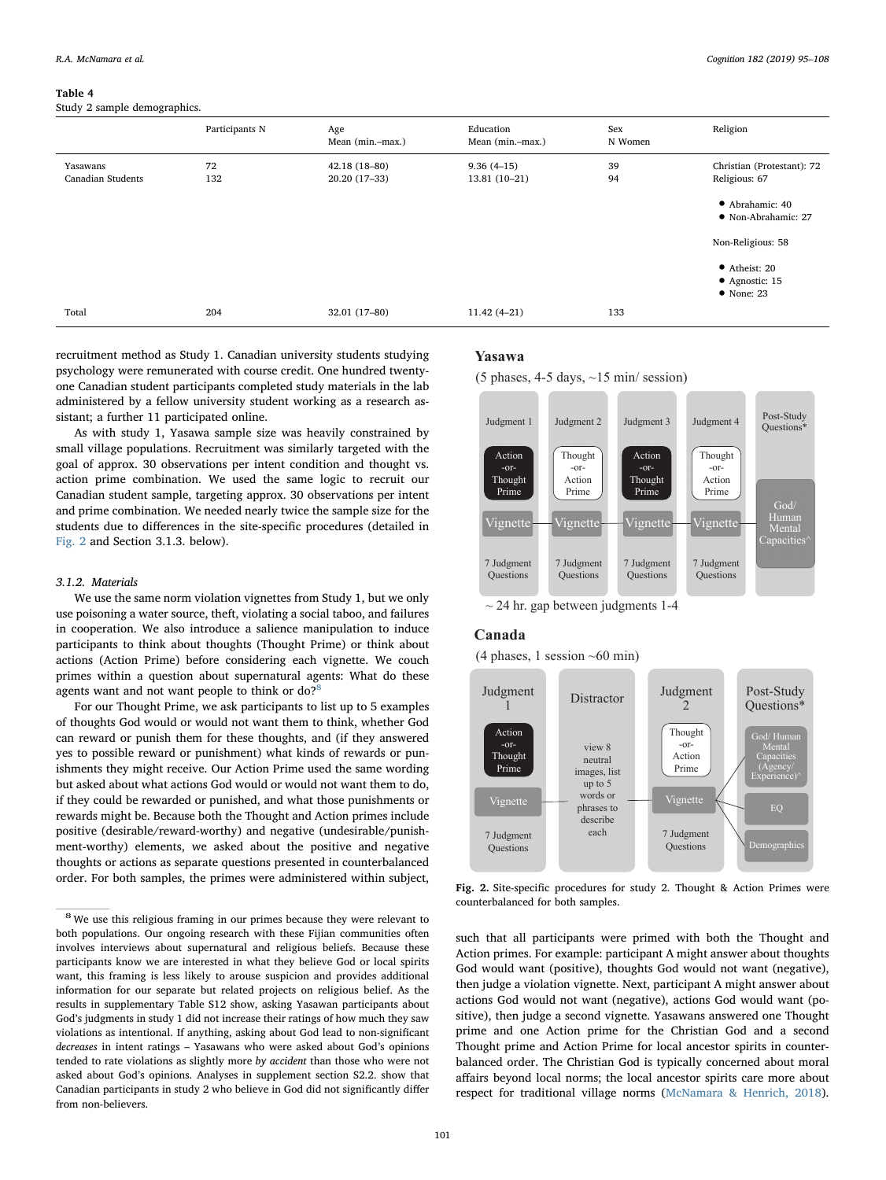**Table 4**
Study 2 sample demographics.

| | Participants N | Age Mean (min.–max.) | Education Mean (min.–max.) | Sex N Women | Religion |
|---|---|---|---|---|---|
| Yasawans | 72 | 42.18 (18–80) | 9.36 (4–15) | 39 | Christian (Protestant): 72 |
| Canadian Students | 132 | 20.20 (17–33) | 13.81 (10–21) | 94 | Religious: 67<br>• Abrahamic: 40<br>• Non-Abrahamic: 27<br>Non-Religious: 58<br>• Atheist: 20<br>• Agnostic: 15<br>• None: 23 |
| Total | 204 | 32.01 (17–80) | 11.42 (4–21) | 133 | |

recruitment method as Study 1. Canadian university students studying psychology were remunerated with course credit. One hundred twenty-one Canadian student participants completed study materials in the lab administered by a fellow university student working as a research assistant; a further 11 participated online.

As with study 1, Yasawa sample size was heavily constrained by small village populations. Recruitment was similarly targeted with the goal of approx. 30 observations per intent condition and thought vs. action prime combination. We used the same logic to recruit our Canadian student sample, targeting approx. 30 observations per intent and prime combination. We needed nearly twice the sample size for the students due to differences in the site-specific procedures (detailed in Fig. 2 and Section 3.1.3. below).

### 3.1.2. Materials

We use the same norm violation vignettes from Study 1, but we only use poisoning a water source, theft, violating a social taboo, and failures in cooperation. We also introduce a salience manipulation to induce participants to think about thoughts (Thought Prime) or think about actions (Action Prime) before considering each vignette. We couch primes within a question about supernatural agents: What do these agents want and not want people to think or do?[8]

For our Thought Prime, we ask participants to list up to 5 examples of thoughts God would or would not want them to think, whether God can reward or punish them for these thoughts, and (if they answered yes to possible reward or punishment) what kinds of rewards or punishments they might receive. Our Action Prime used the same wording but asked about what actions God would or would not want them to do, if they could be rewarded or punished, and what those punishments or rewards might be. Because both the Thought and Action primes include positive (desirable/reward-worthy) and negative (undesirable/punishment-worthy) elements, we asked about the positive and negative thoughts or actions as separate questions presented in counterbalanced order. For both samples, the primes were administered within subject, such that all participants were primed with both the Thought and Action primes. For example: participant A might answer about thoughts God would want (positive), thoughts God would not want (negative), then judge a violation vignette. Next, participant A might answer about actions God would not want (negative), actions God would want (positive), then judge a second vignette. Yasawans answered one Thought prime and one Action prime for the Christian God and a second Thought prime and Action Prime for local ancestor spirits in counterbalanced order. The Christian God is typically concerned about moral affairs beyond local norms; the local ancestor spirits care more about respect for traditional village norms (McNamara & Henrich, 2018).

**Yasawa**
(5 phases, 4-5 days, ~15 min/ session)

| Judgment 1 | Judgment 2 | Judgment 3 | Judgment 4 | Post-Study Questions* |
|---|---|---|---|---|
| Action -or- Thought Prime | Thought -or- Action Prime | Action -or- Thought Prime | Thought -or- Action Prime | God/ Human Mental Capacities^ |
| Vignette | Vignette | Vignette | Vignette | |
| 7 Judgment Questions | 7 Judgment Questions | 7 Judgment Questions | 7 Judgment Questions | |

~ 24 hr. gap between judgments 1-4

**Canada**
(4 phases, 1 session ~60 min)

| Judgment 1 | Distractor | Judgment 2 | Post-Study Questions* |
|---|---|---|---|
| Action -or- Thought Prime | view 8 neutral images, list up to 5 words or phrases to describe each | Thought -or- Action Prime | God/ Human Mental Capacities (Agency/ Experience)^ |
| Vignette | | Vignette | EQ |
| 7 Judgment Questions | | 7 Judgment Questions | Demographics |

**Fig. 2.** Site-specific procedures for study 2. Thought & Action Primes were counterbalanced for both samples.

[8] We use this religious framing in our primes because they were relevant to both populations. Our ongoing research with these Fijian communities often involves interviews about supernatural and religious beliefs. Because these participants know we are interested in what they believe God or local spirits want, this framing is less likely to arouse suspicion and provides additional information for our separate but related projects on religious belief. As the results in supplementary Table S12 show, asking Yasawan participants about God's judgments in study 1 did not increase their ratings of how much they saw violations as intentional. If anything, asking about God lead to non-significant *decreases* in intent ratings – Yasawans who were asked about God's opinions tended to rate violations as slightly more *by accident* than those who were not asked about God's opinions. Analyses in supplement section S2.2. show that Canadian participants in study 2 who believe in God did not significantly differ from non-believers.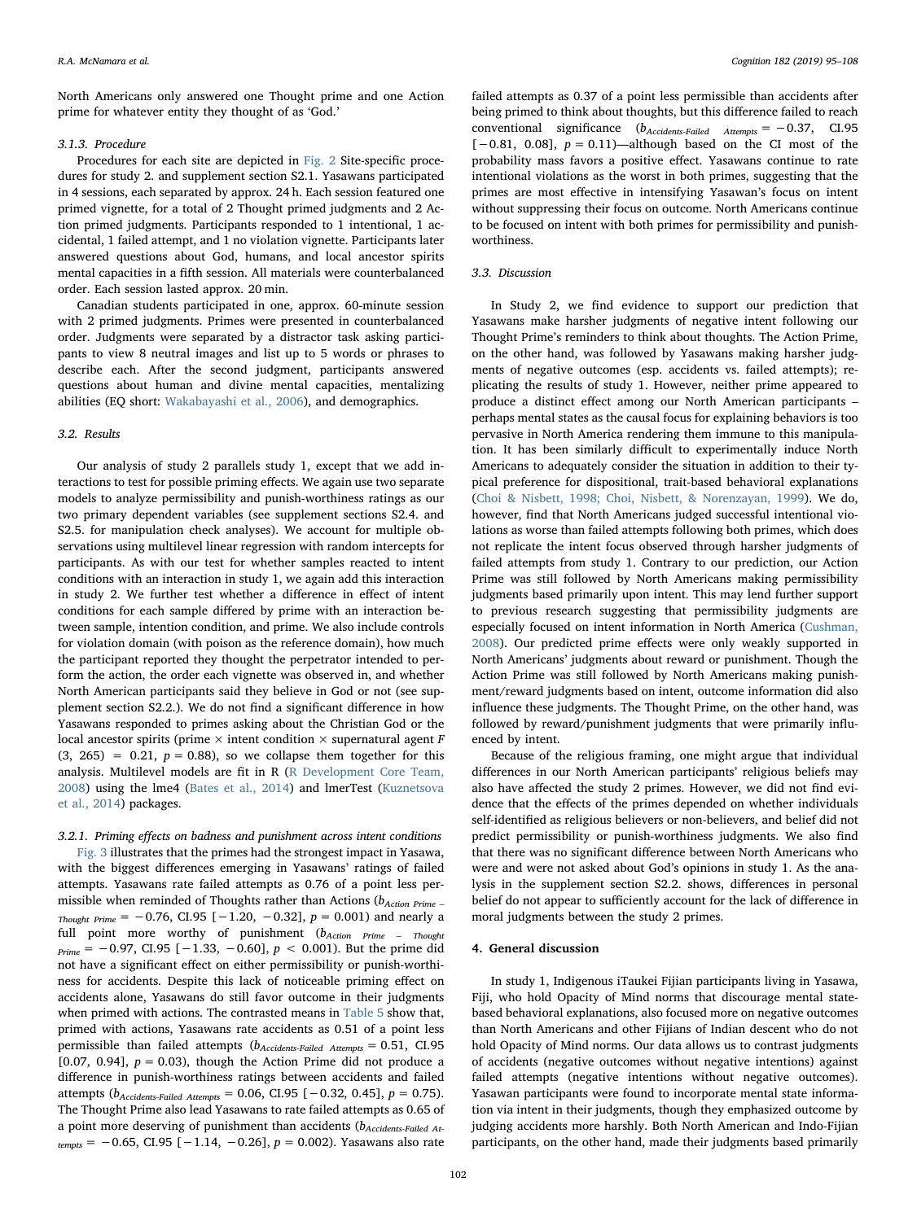North Americans only answered one Thought prime and one Action prime for whatever entity they thought of as 'God.'

#### 3.1.3. Procedure

Procedures for each site are depicted in Fig. 2 Site-specific procedures for study 2. and supplement section S2.1. Yasawans participated in 4 sessions, each separated by approx. 24 h. Each session featured one primed vignette, for a total of 2 Thought primed judgments and 2 Action primed judgments. Participants responded to 1 intentional, 1 accidental, 1 failed attempt, and 1 no violation vignette. Participants later answered questions about God, humans, and local ancestor spirits mental capacities in a fifth session. All materials were counterbalanced order. Each session lasted approx. 20 min.

Canadian students participated in one, approx. 60-minute session with 2 primed judgments. Primes were presented in counterbalanced order. Judgments were separated by a distractor task asking participants to view 8 neutral images and list up to 5 words or phrases to describe each. After the second judgment, participants answered questions about human and divine mental capacities, mentalizing abilities (EQ short: Wakabayashi et al., 2006), and demographics.

### 3.2. Results

Our analysis of study 2 parallels study 1, except that we add interactions to test for possible priming effects. We again use two separate models to analyze permissibility and punish-worthiness ratings as our two primary dependent variables (see supplement sections S2.4. and S2.5. for manipulation check analyses). We account for multiple observations using multilevel linear regression with random intercepts for participants. As with our test for whether samples reacted to intent conditions with an interaction in study 1, we again add this interaction in study 2. We further test whether a difference in effect of intent conditions for each sample differed by prime with an interaction between sample, intention condition, and prime. We also include controls for violation domain (with poison as the reference domain), how much the participant reported they thought the perpetrator intended to perform the action, the order each vignette was observed in, and whether North American participants said they believe in God or not (see supplement section S2.2.). We do not find a significant difference in how Yasawans responded to primes asking about the Christian God or the local ancestor spirits (prime × intent condition × supernatural agent $F(3,\ 265)\ =\ 0.21$, $p = 0.88$), so we collapse them together for this analysis. Multilevel models are fit in R (R Development Core Team, 2008) using the lme4 (Bates et al., 2014) and lmerTest (Kuznetsova et al., 2014) packages.

#### 3.2.1. Priming effects on badness and punishment across intent conditions

Fig. 3 illustrates that the primes had the strongest impact in Yasawa, with the biggest differences emerging in Yasawans' ratings of failed attempts. Yasawans rate failed attempts as 0.76 of a point less permissible when reminded of Thoughts rather than Actions ($b_{Action\ Prime\ -\ Thought\ Prime} = -0.76$, CI.95 [−1.20, −0.32], $p = 0.001$) and nearly a full point more worthy of punishment ($b_{Action\ Prime\ -\ Thought\ Prime} = -0.97$, CI.95 [−1.33, −0.60], $p < 0.001$). But the prime did not have a significant effect on either permissibility or punish-worthiness for accidents. Despite this lack of noticeable priming effect on accidents alone, Yasawans do still favor outcome in their judgments when primed with actions. The contrasted means in Table 5 show that, primed with actions, Yasawans rate accidents as 0.51 of a point less permissible than failed attempts ($b_{Accidents\text{-}Failed\ Attempts} = 0.51$, CI.95 [0.07, 0.94], $p = 0.03$), though the Action Prime did not produce a difference in punish-worthiness ratings between accidents and failed attempts ($b_{Accidents\text{-}Failed\ Attempts} = 0.06$, CI.95 [−0.32, 0.45], $p = 0.75$). The Thought Prime also lead Yasawans to rate failed attempts as 0.65 of a point more deserving of punishment than accidents ($b_{Accidents\text{-}Failed\ Attempts} = -0.65$, CI.95 [−1.14, −0.26], $p = 0.002$). Yasawans also rate failed attempts as 0.37 of a point less permissible than accidents after being primed to think about thoughts, but this difference failed to reach conventional significance ($b_{Accidents\text{-}Failed\ Attempts} = -0.37$, CI.95 [−0.81, 0.08], $p = 0.11$)—although based on the CI most of the probability mass favors a positive effect. Yasawans continue to rate intentional violations as the worst in both primes, suggesting that the primes are most effective in intensifying Yasawan's focus on intent without suppressing their focus on outcome. North Americans continue to be focused on intent with both primes for permissibility and punish-worthiness.

### 3.3. Discussion

In Study 2, we find evidence to support our prediction that Yasawans make harsher judgments of negative intent following our Thought Prime's reminders to think about thoughts. The Action Prime, on the other hand, was followed by Yasawans making harsher judgments of negative outcomes (esp. accidents vs. failed attempts); replicating the results of study 1. However, neither prime appeared to produce a distinct effect among our North American participants – perhaps mental states as the causal focus for explaining behaviors is too pervasive in North America rendering them immune to this manipulation. It has been similarly difficult to experimentally induce North Americans to adequately consider the situation in addition to their typical preference for dispositional, trait-based behavioral explanations (Choi & Nisbett, 1998; Choi, Nisbett, & Norenzayan, 1999). We do, however, find that North Americans judged successful intentional violations as worse than failed attempts following both primes, which does not replicate the intent focus observed through harsher judgments of failed attempts from study 1. Contrary to our prediction, our Action Prime was still followed by North Americans making permissibility judgments based primarily upon intent. This may lend further support to previous research suggesting that permissibility judgments are especially focused on intent information in North America (Cushman, 2008). Our predicted prime effects were only weakly supported in North Americans' judgments about reward or punishment. Though the Action Prime was still followed by North Americans making punishment/reward judgments based on intent, outcome information did also influence these judgments. The Thought Prime, on the other hand, was followed by reward/punishment judgments that were primarily influenced by intent.

Because of the religious framing, one might argue that individual differences in our North American participants' religious beliefs may also have affected the study 2 primes. However, we did not find evidence that the effects of the primes depended on whether individuals self-identified as religious believers or non-believers, and belief did not predict permissibility or punish-worthiness judgments. We also find that there was no significant difference between North Americans who were and were not asked about God's opinions in study 1. As the analysis in the supplement section S2.2. shows, differences in personal belief do not appear to sufficiently account for the lack of difference in moral judgments between the study 2 primes.

## 4. General discussion

In study 1, Indigenous iTaukei Fijian participants living in Yasawa, Fiji, who hold Opacity of Mind norms that discourage mental state-based behavioral explanations, also focused more on negative outcomes than North Americans and other Fijians of Indian descent who do not hold Opacity of Mind norms. Our data allows us to contrast judgments of accidents (negative outcomes without negative intentions) against failed attempts (negative intentions without negative outcomes). Yasawan participants were found to incorporate mental state information via intent in their judgments, though they emphasized outcome by judging accidents more harshly. Both North American and Indo-Fijian participants, on the other hand, made their judgments based primarily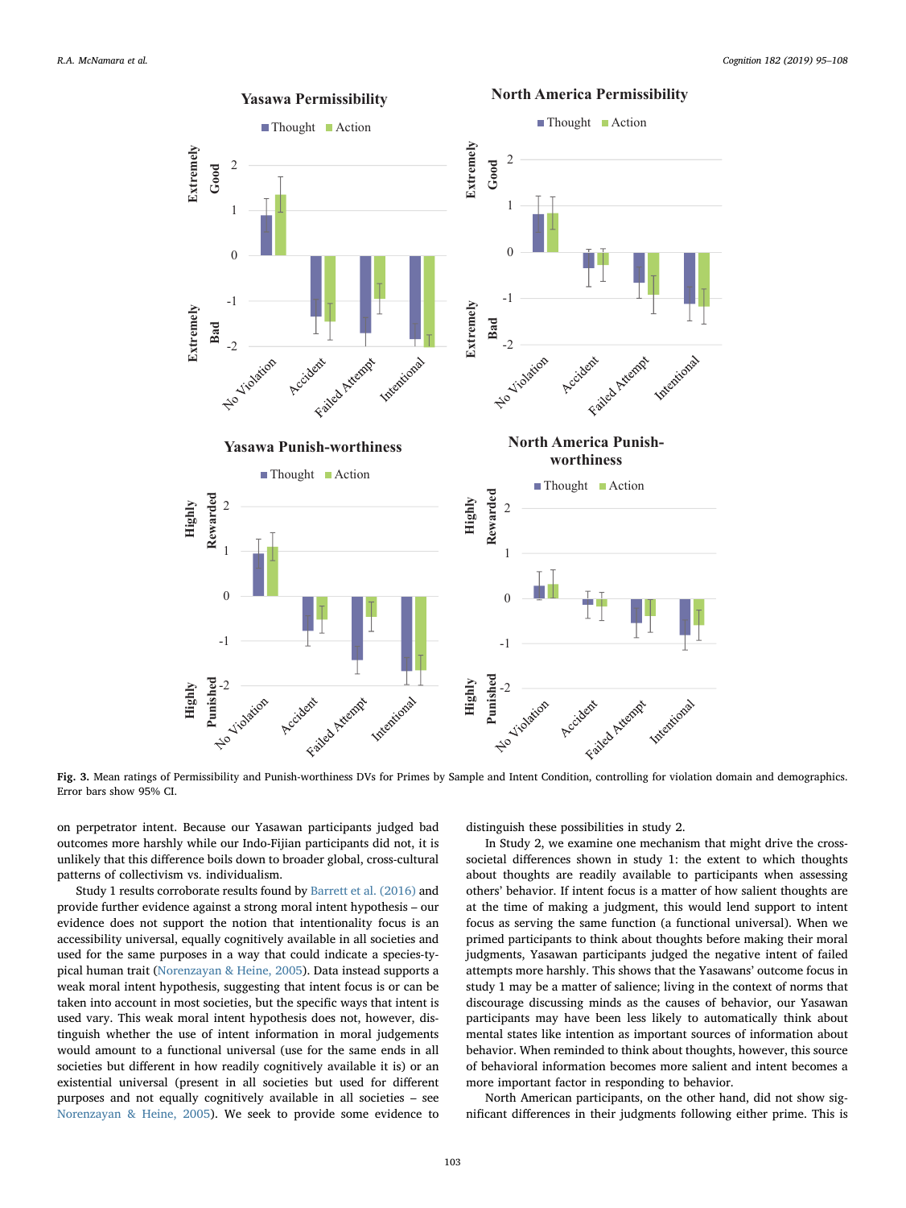**Fig. 3.** Mean ratings of Permissibility and Punish-worthiness DVs for Primes by Sample and Intent Condition, controlling for violation domain and demographics. Error bars show 95% CI.

on perpetrator intent. Because our Yasawan participants judged bad outcomes more harshly while our Indo-Fijian participants did not, it is unlikely that this difference boils down to broader global, cross-cultural patterns of collectivism vs. individualism.

Study 1 results corroborate results found by Barrett et al. (2016) and provide further evidence against a strong moral intent hypothesis – our evidence does not support the notion that intentionality focus is an accessibility universal, equally cognitively available in all societies and used for the same purposes in a way that could indicate a species-typical human trait (Norenzayan & Heine, 2005). Data instead supports a weak moral intent hypothesis, suggesting that intent focus is or can be taken into account in most societies, but the specific ways that intent is used vary. This weak moral intent hypothesis does not, however, distinguish whether the use of intent information in moral judgements would amount to a functional universal (use for the same ends in all societies but different in how readily cognitively available it is) or an existential universal (present in all societies but used for different purposes and not equally cognitively available in all societies – see Norenzayan & Heine, 2005). We seek to provide some evidence to distinguish these possibilities in study 2.

In Study 2, we examine one mechanism that might drive the cross-societal differences shown in study 1: the extent to which thoughts about thoughts are readily available to participants when assessing others' behavior. If intent focus is a matter of how salient thoughts are at the time of making a judgment, this would lend support to intent focus as serving the same function (a functional universal). When we primed participants to think about thoughts before making their moral judgments, Yasawan participants judged the negative intent of failed attempts more harshly. This shows that the Yasawans' outcome focus in study 1 may be a matter of salience; living in the context of norms that discourage discussing minds as the causes of behavior, our Yasawan participants may have been less likely to automatically think about mental states like intention as important sources of information about behavior. When reminded to think about thoughts, however, this source of behavioral information becomes more salient and intent becomes a more important factor in responding to behavior.

North American participants, on the other hand, did not show significant differences in their judgments following either prime. This is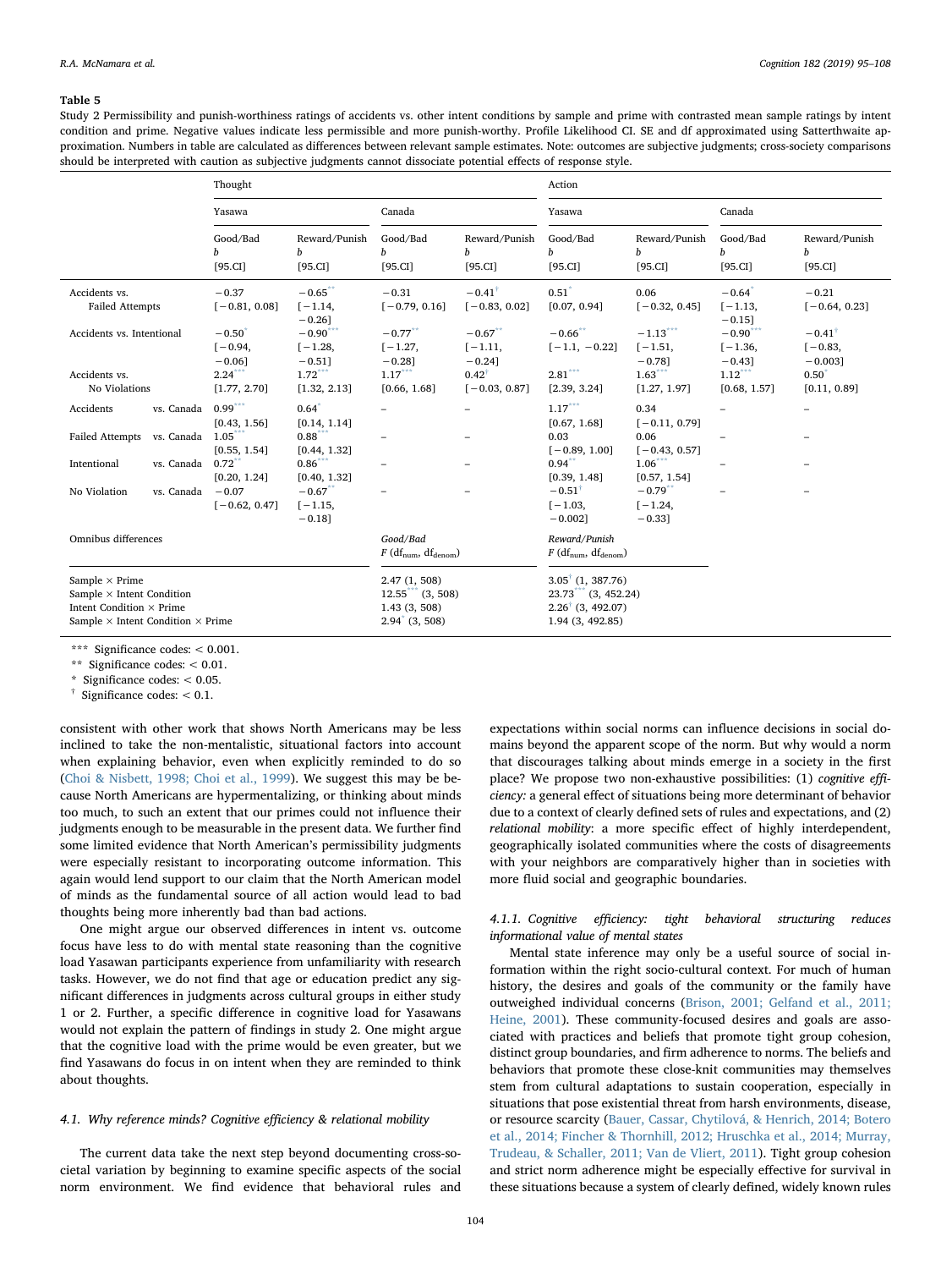**Table 5**

Study 2 Permissibility and punish-worthiness ratings of accidents vs. other intent conditions by sample and prime with contrasted mean sample ratings by intent condition and prime. Negative values indicate less permissible and more punish-worthy. Profile Likelihood CI. SE and df approximated using Satterthwaite approximation. Numbers in table are calculated as differences between relevant sample estimates. Note: outcomes are subjective judgments; cross-society comparisons should be interpreted with caution as subjective judgments cannot dissociate potential effects of response style.

| | | Thought | | | | Action | | | |
|---|---|---|---|---|---|---|---|---|---|
| | | Yasawa | | Canada | | Yasawa | | Canada | |
| | | Good/Bad *b* [95.CI] | Reward/Punish *b* [95.CI] | Good/Bad *b* [95.CI] | Reward/Punish *b* [95.CI] | Good/Bad *b* [95.CI] | Reward/Punish *b* [95.CI] | Good/Bad *b* [95.CI] | Reward/Punish *b* [95.CI] |
| Accidents vs. Failed Attempts | | −0.37 [−0.81, 0.08] | −0.65** [−1.14, −0.26] | −0.31 [−0.79, 0.16] | −0.41† [−0.83, 0.02] | 0.51* [0.07, 0.94] | 0.06 [−0.32, 0.45] | −0.64* [−1.13, −0.15] | −0.21 [−0.64, 0.23] |
| Accidents vs. Intentional | | −0.50* [−0.94, −0.06] | −0.90*** [−1.28, −0.51] | −0.77** [−1.27, −0.28] | −0.67** [−1.11, −0.24] | −0.66** [−1.1, −0.22] | −1.13*** [−1.51, −0.78] | −0.90*** [−1.36, −0.43] | −0.41† [−0.83, −0.003] |
| Accidents vs. No Violations | | 2.24*** [1.77, 2.70] | 1.72*** [1.32, 2.13] | 1.17*** [0.66, 1.68] | 0.42† [−0.03, 0.87] | 2.81*** [2.39, 3.24] | 1.63*** [1.27, 1.97] | 1.12*** [0.68, 1.57] | 0.50* [0.11, 0.89] |
| Accidents | vs. Canada | 0.99*** [0.43, 1.56] | 0.64* [0.14, 1.14] | – | – | 1.17*** [0.67, 1.68] | 0.34 [−0.11, 0.79] | – | – |
| Failed Attempts | vs. Canada | 1.05*** [0.55, 1.54] | 0.88*** [0.44, 1.32] | – | – | 0.03 [−0.89, 1.00] | 0.06 [−0.43, 0.57] | – | – |
| Intentional | vs. Canada | 0.72** [0.20, 1.24] | 0.86*** [0.40, 1.32] | – | – | 0.94** [0.39, 1.48] | 1.06*** [0.57, 1.54] | – | – |
| No Violation | vs. Canada | −0.07 [−0.62, 0.47] | −0.67** [−1.15, −0.18] | – | – | −0.51† [−1.03, −0.002] | −0.79** [−1.24, −0.33] | – | – |
| Omnibus differences | | | | Good/Bad $F$ ($df_{num}$, $df_{denom}$) | | Reward/Punish $F$ ($df_{num}$, $df_{denom}$) | | | |
| Sample × Prime | | | | 2.47 (1, 508) | | 3.05† (1, 387.76) | | | |
| Sample × Intent Condition | | | | 12.55*** (3, 508) | | 23.73*** (3, 452.24) | | | |
| Intent Condition × Prime | | | | 1.43 (3, 508) | | 2.26† (3, 492.07) | | | |
| Sample × Intent Condition × Prime | | | | 2.94* (3, 508) | | 1.94 (3, 492.85) | | | |

*** Significance codes: < 0.001.
** Significance codes: < 0.01.
* Significance codes: < 0.05.
† Significance codes: < 0.1.

consistent with other work that shows North Americans may be less inclined to take the non-mentalistic, situational factors into account when explaining behavior, even when explicitly reminded to do so (Choi & Nisbett, 1998; Choi et al., 1999). We suggest this may be because North Americans are hypermentalizing, or thinking about minds too much, to such an extent that our primes could not influence their judgments enough to be measurable in the present data. We further find some limited evidence that North American's permissibility judgments were especially resistant to incorporating outcome information. This again would lend support to our claim that the North American model of minds as the fundamental source of all action would lead to bad thoughts being more inherently bad than bad actions.

One might argue our observed differences in intent vs. outcome focus have less to do with mental state reasoning than the cognitive load Yasawan participants experience from unfamiliarity with research tasks. However, we do not find that age or education predict any significant differences in judgments across cultural groups in either study 1 or 2. Further, a specific difference in cognitive load for Yasawans would not explain the pattern of findings in study 2. One might argue that the cognitive load with the prime would be even greater, but we find Yasawans do focus in on intent when they are reminded to think about thoughts.

#### 4.1. Why reference minds? Cognitive efficiency & relational mobility

The current data take the next step beyond documenting cross-societal variation by beginning to examine specific aspects of the social norm environment. We find evidence that behavioral rules and expectations within social norms can influence decisions in social domains beyond the apparent scope of the norm. But why would a norm that discourages talking about minds emerge in a society in the first place? We propose two non-exhaustive possibilities: (1) *cognitive efficiency:* a general effect of situations being more determinant of behavior due to a context of clearly defined sets of rules and expectations, and (2) *relational mobility*: a more specific effect of highly interdependent, geographically isolated communities where the costs of disagreements with your neighbors are comparatively higher than in societies with more fluid social and geographic boundaries.

##### 4.1.1. Cognitive efficiency: tight behavioral structuring reduces informational value of mental states

Mental state inference may only be a useful source of social information within the right socio-cultural context. For much of human history, the desires and goals of the community or the family have outweighed individual concerns (Brison, 2001; Gelfand et al., 2011; Heine, 2001). These community-focused desires and goals are associated with practices and beliefs that promote tight group cohesion, distinct group boundaries, and firm adherence to norms. The beliefs and behaviors that promote these close-knit communities may themselves stem from cultural adaptations to sustain cooperation, especially in situations that pose existential threat from harsh environments, disease, or resource scarcity (Bauer, Cassar, Chytilová, & Henrich, 2014; Botero et al., 2014; Fincher & Thornhill, 2012; Hruschka et al., 2014; Murray, Trudeau, & Schaller, 2011; Van de Vliert, 2011). Tight group cohesion and strict norm adherence might be especially effective for survival in these situations because a system of clearly defined, widely known rules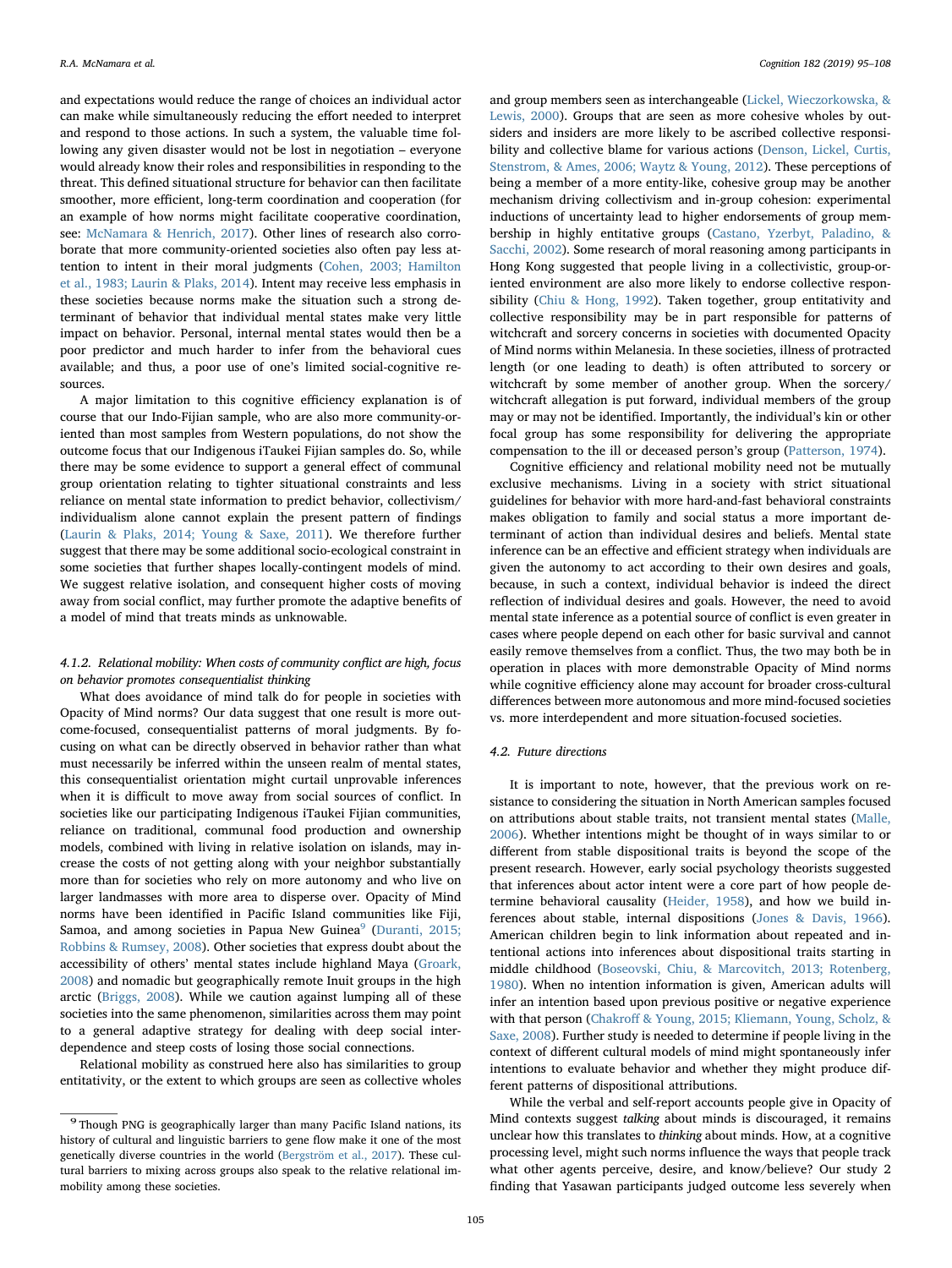and expectations would reduce the range of choices an individual actor can make while simultaneously reducing the effort needed to interpret and respond to those actions. In such a system, the valuable time following any given disaster would not be lost in negotiation – everyone would already know their roles and responsibilities in responding to the threat. This defined situational structure for behavior can then facilitate smoother, more efficient, long-term coordination and cooperation (for an example of how norms might facilitate cooperative coordination, see: McNamara & Henrich, 2017). Other lines of research also corroborate that more community-oriented societies also often pay less attention to intent in their moral judgments (Cohen, 2003; Hamilton et al., 1983; Laurin & Plaks, 2014). Intent may receive less emphasis in these societies because norms make the situation such a strong determinant of behavior that individual mental states make very little impact on behavior. Personal, internal mental states would then be a poor predictor and much harder to infer from the behavioral cues available; and thus, a poor use of one's limited social-cognitive resources.

A major limitation to this cognitive efficiency explanation is of course that our Indo-Fijian sample, who are also more community-oriented than most samples from Western populations, do not show the outcome focus that our Indigenous iTaukei Fijian samples do. So, while there may be some evidence to support a general effect of communal group orientation relating to tighter situational constraints and less reliance on mental state information to predict behavior, collectivism/individualism alone cannot explain the present pattern of findings (Laurin & Plaks, 2014; Young & Saxe, 2011). We therefore further suggest that there may be some additional socio-ecological constraint in some societies that further shapes locally-contingent models of mind. We suggest relative isolation, and consequent higher costs of moving away from social conflict, may further promote the adaptive benefits of a model of mind that treats minds as unknowable.

#### 4.1.2. Relational mobility: When costs of community conflict are high, focus on behavior promotes consequentialist thinking

What does avoidance of mind talk do for people in societies with Opacity of Mind norms? Our data suggest that one result is more outcome-focused, consequentialist patterns of moral judgments. By focusing on what can be directly observed in behavior rather than what must necessarily be inferred within the unseen realm of mental states, this consequentialist orientation might curtail unprovable inferences when it is difficult to move away from social sources of conflict. In societies like our participating Indigenous iTaukei Fijian communities, reliance on traditional, communal food production and ownership models, combined with living in relative isolation on islands, may increase the costs of not getting along with your neighbor substantially more than for societies who rely on more autonomy and who live on larger landmasses with more area to disperse over. Opacity of Mind norms have been identified in Pacific Island communities like Fiji, Samoa, and among societies in Papua New Guinea[9] (Duranti, 2015; Robbins & Rumsey, 2008). Other societies that express doubt about the accessibility of others' mental states include highland Maya (Groark, 2008) and nomadic but geographically remote Inuit groups in the high arctic (Briggs, 2008). While we caution against lumping all of these societies into the same phenomenon, similarities across them may point to a general adaptive strategy for dealing with deep social interdependence and steep costs of losing those social connections.

Relational mobility as construed here also has similarities to group entitativity, or the extent to which groups are seen as collective wholes and group members seen as interchangeable (Lickel, Wieczorkowska, & Lewis, 2000). Groups that are seen as more cohesive wholes by outsiders and insiders are more likely to be ascribed collective responsibility and collective blame for various actions (Denson, Lickel, Curtis, Stenstrom, & Ames, 2006; Waytz & Young, 2012). These perceptions of being a member of a more entity-like, cohesive group may be another mechanism driving collectivism and in-group cohesion: experimental inductions of uncertainty lead to higher endorsements of group membership in highly entitative groups (Castano, Yzerbyt, Paladino, & Sacchi, 2002). Some research of moral reasoning among participants in Hong Kong suggested that people living in a collectivistic, group-oriented environment are also more likely to endorse collective responsibility (Chiu & Hong, 1992). Taken together, group entitativity and collective responsibility may be in part responsible for patterns of witchcraft and sorcery concerns in societies with documented Opacity of Mind norms within Melanesia. In these societies, illness of protracted length (or one leading to death) is often attributed to sorcery or witchcraft by some member of another group. When the sorcery/witchcraft allegation is put forward, individual members of the group may or may not be identified. Importantly, the individual's kin or other focal group has some responsibility for delivering the appropriate compensation to the ill or deceased person's group (Patterson, 1974).

Cognitive efficiency and relational mobility need not be mutually exclusive mechanisms. Living in a society with strict situational guidelines for behavior with more hard-and-fast behavioral constraints makes obligation to family and social status a more important determinant of action than individual desires and beliefs. Mental state inference can be an effective and efficient strategy when individuals are given the autonomy to act according to their own desires and goals, because, in such a context, individual behavior is indeed the direct reflection of individual desires and goals. However, the need to avoid mental state inference as a potential source of conflict is even greater in cases where people depend on each other for basic survival and cannot easily remove themselves from a conflict. Thus, the two may both be in operation in places with more demonstrable Opacity of Mind norms while cognitive efficiency alone may account for broader cross-cultural differences between more autonomous and more mind-focused societies vs. more interdependent and more situation-focused societies.

### 4.2. Future directions

It is important to note, however, that the previous work on resistance to considering the situation in North American samples focused on attributions about stable traits, not transient mental states (Malle, 2006). Whether intentions might be thought of in ways similar to or different from stable dispositional traits is beyond the scope of the present research. However, early social psychology theorists suggested that inferences about actor intent were a core part of how people determine behavioral causality (Heider, 1958), and how we build inferences about stable, internal dispositions (Jones & Davis, 1966). American children begin to link information about repeated and intentional actions into inferences about dispositional traits starting in middle childhood (Boseovski, Chiu, & Marcovitch, 2013; Rotenberg, 1980). When no intention information is given, American adults will infer an intention based upon previous positive or negative experience with that person (Chakroff & Young, 2015; Kliemann, Young, Scholz, & Saxe, 2008). Further study is needed to determine if people living in the context of different cultural models of mind might spontaneously infer intentions to evaluate behavior and whether they might produce different patterns of dispositional attributions.

While the verbal and self-report accounts people give in Opacity of Mind contexts suggest *talking* about minds is discouraged, it remains unclear how this translates to *thinking* about minds. How, at a cognitive processing level, might such norms influence the ways that people track what other agents perceive, desire, and know/believe? Our study 2 finding that Yasawan participants judged outcome less severely when

[9] Though PNG is geographically larger than many Pacific Island nations, its history of cultural and linguistic barriers to gene flow make it one of the most genetically diverse countries in the world (Bergström et al., 2017). These cultural barriers to mixing across groups also speak to the relative relational immobility among these societies.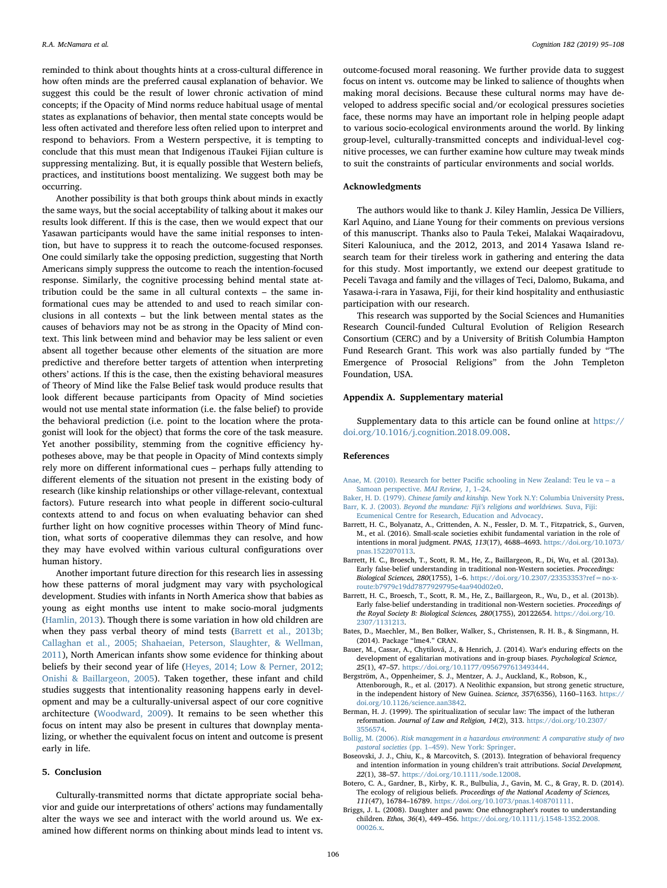reminded to think about thoughts hints at a cross-cultural difference in how often minds are the preferred causal explanation of behavior. We suggest this could be the result of lower chronic activation of mind concepts; if the Opacity of Mind norms reduce habitual usage of mental states as explanations of behavior, then mental state concepts would be less often activated and therefore less often relied upon to interpret and respond to behaviors. From a Western perspective, it is tempting to conclude that this must mean that Indigenous iTaukei Fijian culture is suppressing mentalizing. But, it is equally possible that Western beliefs, practices, and institutions boost mentalizing. We suggest both may be occurring.

Another possibility is that both groups think about minds in exactly the same ways, but the social acceptability of talking about it makes our results look different. If this is the case, then we would expect that our Yasawan participants would have the same initial responses to intention, but have to suppress it to reach the outcome-focused responses. One could similarly take the opposing prediction, suggesting that North Americans simply suppress the outcome to reach the intention-focused response. Similarly, the cognitive processing behind mental state attribution could be the same in all cultural contexts – the same informational cues may be attended to and used to reach similar conclusions in all contexts – but the link between mental states as the causes of behaviors may not be as strong in the Opacity of Mind context. This link between mind and behavior may be less salient or even absent all together because other elements of the situation are more predictive and therefore better targets of attention when interpreting others' actions. If this is the case, then the existing behavioral measures of Theory of Mind like the False Belief task would produce results that look different because participants from Opacity of Mind societies would not use mental state information (i.e. the false belief) to provide the behavioral prediction (i.e. point to the location where the protagonist will look for the object) that forms the core of the task measure. Yet another possibility, stemming from the cognitive efficiency hypotheses above, may be that people in Opacity of Mind contexts simply rely more on different informational cues – perhaps fully attending to different elements of the situation not present in the existing body of research (like kinship relationships or other village-relevant, contextual factors). Future research into what people in different socio-cultural contexts attend to and focus on when evaluating behavior can shed further light on how cognitive processes within Theory of Mind function, what sorts of cooperative dilemmas they can resolve, and how they may have evolved within various cultural configurations over human history.

Another important future direction for this research lies in assessing how these patterns of moral judgment may vary with psychological development. Studies with infants in North America show that babies as young as eight months use intent to make socio-moral judgments (Hamlin, 2013). Though there is some variation in how old children are when they pass verbal theory of mind tests (Barrett et al., 2013b; Callaghan et al., 2005; Shahaeian, Peterson, Slaughter, & Wellman, 2011), North American infants show some evidence for thinking about beliefs by their second year of life (Heyes, 2014; Low & Perner, 2012; Onishi & Baillargeon, 2005). Taken together, these infant and child studies suggests that intentionality reasoning happens early in development and may be a culturally-universal aspect of our core cognitive architecture (Woodward, 2009). It remains to be seen whether this focus on intent may also be present in cultures that downplay mentalizing, or whether the equivalent focus on intent and outcome is present early in life.

## 5. Conclusion

Culturally-transmitted norms that dictate appropriate social behavior and guide our interpretations of others' actions may fundamentally alter the ways we see and interact with the world around us. We examined how different norms on thinking about minds lead to intent vs. outcome-focused moral reasoning. We further provide data to suggest focus on intent vs. outcome may be linked to salience of thoughts when making moral decisions. Because these cultural norms may have developed to address specific social and/or ecological pressures societies face, these norms may have an important role in helping people adapt to various socio-ecological environments around the world. By linking group-level, culturally-transmitted concepts and individual-level cognitive processes, we can further examine how culture may tweak minds to suit the constraints of particular environments and social worlds.

## Acknowledgments

The authors would like to thank J. Kiley Hamlin, Jessica De Villiers, Karl Aquino, and Liane Young for their comments on previous versions of this manuscript. Thanks also to Paula Tekei, Malakai Waqairadovu, Siteri Kalouniuca, and the 2012, 2013, and 2014 Yasawa Island research team for their tireless work in gathering and entering the data for this study. Most importantly, we extend our deepest gratitude to Peceli Tavaga and family and the villages of Teci, Dalomo, Bukama, and Yasawa-i-rara in Yasawa, Fiji, for their kind hospitality and enthusiastic participation with our research.

This research was supported by the Social Sciences and Humanities Research Council-funded Cultural Evolution of Religion Research Consortium (CERC) and by a University of British Columbia Hampton Fund Research Grant. This work was also partially funded by "The Emergence of Prosocial Religions" from the John Templeton Foundation, USA.

## Appendix A. Supplementary material

Supplementary data to this article can be found online at https://doi.org/10.1016/j.cognition.2018.09.008.

## References

Anae, M. (2010). Research for better Pacific schooling in New Zealand: Teu le va – a Samoan perspective. *MAI Review, 1*, 1–24.

Baker, H. D. (1979). *Chinese family and kinship.* New York N.Y: Columbia University Press.

Barr, K. J. (2003). *Beyond the mundane: Fiji's religions and worldviews.* Suva, Fiji: Ecumenical Centre for Research, Education and Advocacy.

Barrett, H. C., Bolyanatz, A., Crittenden, A. N., Fessler, D. M. T., Fitzpatrick, S., Gurven, M., et al. (2016). Small-scale societies exhibit fundamental variation in the role of intentions in moral judgment. *PNAS, 113*(17), 4688–4693. https://doi.org/10.1073/pnas.1522070113.

Barrett, H. C., Broesch, T., Scott, R. M., He, Z., Baillargeon, R., Di, Wu, et al. (2013a). Early false-belief understanding in traditional non-Western societies. *Proceedings: Biological Sciences, 280*(1755), 1–6. https://doi.org/10.2307/23353353?ref=no-x-route:b7979c19dd7877929795e4aa940d02e0.

Barrett, H. C., Broesch, T., Scott, R. M., He, Z., Baillargeon, R., Wu, D., et al. (2013b). Early false-belief understanding in traditional non-Western societies. *Proceedings of the Royal Society B: Biological Sciences, 280*(1755), 20122654. https://doi.org/10.2307/1131213.

Bates, D., Maechler, M., Ben Bolker, Walker, S., Christensen, R. H. B., & Singmann, H. (2014). Package "lme4." CRAN.

Bauer, M., Cassar, A., Chytilová, J., & Henrich, J. (2014). War's enduring effects on the development of egalitarian motivations and in-group biases. *Psychological Science, 25*(1), 47–57. https://doi.org/10.1177/0956797613493444.

Bergström, A., Oppenheimer, S. J., Mentzer, A. J., Auckland, K., Robson, K., Attenborough, R., et al. (2017). A Neolithic expansion, but strong genetic structure, in the independent history of New Guinea. *Science, 357*(6356), 1160–1163. https://doi.org/10.1126/science.aan3842.

Berman, H. J. (1999). The spiritualization of secular law: The impact of the lutheran reformation. *Journal of Law and Religion, 14*(2), 313. https://doi.org/10.2307/3556574.

Bollig, M. (2006). *Risk management in a hazardous environment: A comparative study of two pastoral societies* (pp. 1–459). New York: Springer.

Boseovski, J. J., Chiu, K., & Marcovitch, S. (2013). Integration of behavioral frequency and intention information in young children's trait attributions. *Social Development, 22*(1), 38–57. https://doi.org/10.1111/sode.12008.

Botero, C. A., Gardner, B., Kirby, K. R., Bulbulia, J., Gavin, M. C., & Gray, R. D. (2014). The ecology of religious beliefs. *Proceedings of the National Academy of Sciences, 111*(47), 16784–16789. https://doi.org/10.1073/pnas.1408701111.

Briggs, J. L. (2008). Daughter and pawn: One ethnographer's routes to understanding children. *Ethos, 36*(4), 449–456. https://doi.org/10.1111/j.1548-1352.2008.00026.x.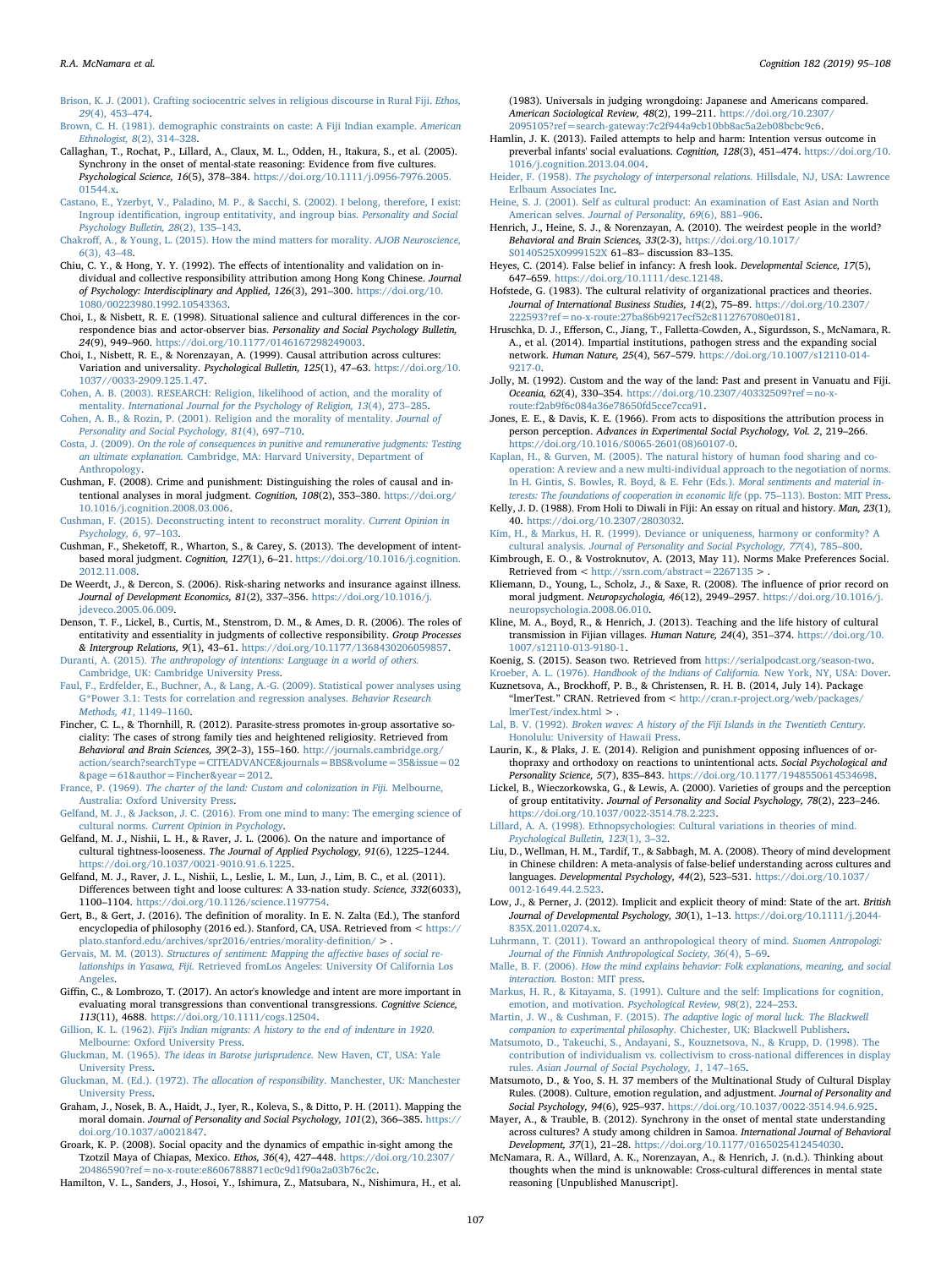Brison, K. J. (2001). Crafting sociocentric selves in religious discourse in Rural Fiji. *Ethos, 29*(4), 453–474.

Brown, C. H. (1981). demographic constraints on caste: A Fiji Indian example. *American Ethnologist, 8*(2), 314–328.

Callaghan, T., Rochat, P., Lillard, A., Claux, M. L., Odden, H., Itakura, S., et al. (2005). Synchrony in the onset of mental-state reasoning: Evidence from five cultures. *Psychological Science, 16*(5), 378–384. https://doi.org/10.1111/j.0956-7976.2005.01544.x.

Castano, E., Yzerbyt, V., Paladino, M. P., & Sacchi, S. (2002). I belong, therefore, I exist: Ingroup identification, ingroup entitativity, and ingroup bias. *Personality and Social Psychology Bulletin, 28*(2), 135–143.

Chakroff, A., & Young, L. (2015). How the mind matters for morality. *AJOB Neuroscience, 6*(3), 43–48.

Chiu, C. Y., & Hong, Y. Y. (1992). The effects of intentionality and validation on individual and collective responsibility attribution among Hong Kong Chinese. *Journal of Psychology: Interdisciplinary and Applied, 126*(3), 291–300. https://doi.org/10.1080/00223980.1992.10543363.

Choi, I., & Nisbett, R. E. (1998). Situational salience and cultural differences in the correspondence bias and actor-observer bias. *Personality and Social Psychology Bulletin, 24*(9), 949–960. https://doi.org/10.1177/0146167298249003.

Choi, I., Nisbett, R. E., & Norenzayan, A. (1999). Causal attribution across cultures: Variation and universality. *Psychological Bulletin, 125*(1), 47–63. https://doi.org/10.1037//0033-2909.125.1.47.

Cohen, A. B. (2003). RESEARCH: Religion, likelihood of action, and the morality of mentality. *International Journal for the Psychology of Religion, 13*(4), 273–285.

Cohen, A. B., & Rozin, P. (2001). Religion and the morality of mentality. *Journal of Personality and Social Psychology, 81*(4), 697–710.

Costa, J. (2009). *On the role of consequences in punitive and remunerative judgments: Testing an ultimate explanation.* Cambridge, MA: Harvard University, Department of Anthropology.

Cushman, F. (2008). Crime and punishment: Distinguishing the roles of causal and intentional analyses in moral judgment. *Cognition, 108*(2), 353–380. https://doi.org/10.1016/j.cognition.2008.03.006.

Cushman, F. (2015). Deconstructing intent to reconstruct morality. *Current Opinion in Psychology, 6*, 97–103.

Cushman, F., Sheketoff, R., Wharton, S., & Carey, S. (2013). The development of intent-based moral judgment. *Cognition, 127*(1), 6–21. https://doi.org/10.1016/j.cognition.2012.11.008.

De Weerdt, J., & Dercon, S. (2006). Risk-sharing networks and insurance against illness. *Journal of Development Economics, 81*(2), 337–356. https://doi.org/10.1016/j.jdeveco.2005.06.009.

Denson, T. F., Lickel, B., Curtis, M., Stenstrom, D. M., & Ames, D. R. (2006). The roles of entitativity and essentiality in judgments of collective responsibility. *Group Processes & Intergroup Relations, 9*(1), 43–61. https://doi.org/10.1177/1368430206059857.

Duranti, A. (2015). *The anthropology of intentions: Language in a world of others.* Cambridge, UK: Cambridge University Press.

Faul, F., Erdfelder, E., Buchner, A., & Lang, A.-G. (2009). Statistical power analyses using G*Power 3.1: Tests for correlation and regression analyses. *Behavior Research Methods, 41*, 1149–1160.

Fincher, C. L., & Thornhill, R. (2012). Parasite-stress promotes in-group assortative sociality: The cases of strong family ties and heightened religiosity. Retrieved from *Behavioral and Brain Sciences, 39*(2–3), 155–160. http://journals.cambridge.org/action/search?searchType=CITEADVANCE&journals=BBS&volume=35&issue=02&page=61&author=Fincher&year=2012.

France, P. (1969). *The charter of the land: Custom and colonization in Fiji.* Melbourne, Australia: Oxford University Press.

Gelfand, M. J., & Jackson, J. C. (2016). From one mind to many: The emerging science of cultural norms. *Current Opinion in Psychology*.

Gelfand, M. J., Nishii, L. H., & Raver, J. L. (2006). On the nature and importance of cultural tightness-looseness. *The Journal of Applied Psychology, 91*(6), 1225–1244. https://doi.org/10.1037/0021-9010.91.6.1225.

Gelfand, M. J., Raver, J. L., Nishii, L., Leslie, L. M., Lun, J., Lim, B. C., et al. (2011). Differences between tight and loose cultures: A 33-nation study. *Science, 332*(6033), 1100–1104. https://doi.org/10.1126/science.1197754.

Gert, B., & Gert, J. (2016). The definition of morality. In E. N. Zalta (Ed.), The stanford encyclopedia of philosophy (2016 ed.). Stanford, CA, USA. Retrieved from < https://plato.stanford.edu/archives/spr2016/entries/morality-definition/ > .

Gervais, M. M. (2013). *Structures of sentiment: Mapping the affective bases of social relationships in Yasawa, Fiji.* Retrieved fromLos Angeles: University Of California Los Angeles.

Giffin, C., & Lombrozo, T. (2017). An actor's knowledge and intent are more important in evaluating moral transgressions than conventional transgressions. *Cognitive Science, 113*(11), 4688. https://doi.org/10.1111/cogs.12504.

Gillion, K. L. (1962). *Fiji's Indian migrants: A history to the end of indenture in 1920.* Melbourne: Oxford University Press.

Gluckman, M. (1965). *The ideas in Barotse jurisprudence.* New Haven, CT, USA: Yale University Press.

Gluckman, M. (Ed.). (1972). *The allocation of responsibility.* Manchester, UK: Manchester University Press.

Graham, J., Nosek, B. A., Haidt, J., Iyer, R., Koleva, S., & Ditto, P. H. (2011). Mapping the moral domain. *Journal of Personality and Social Psychology, 101*(2), 366–385. https://doi.org/10.1037/a0021847.

Groark, K. P. (2008). Social opacity and the dynamics of empathic in-sight among the Tzotzil Maya of Chiapas, Mexico. *Ethos, 36*(4), 427–448. https://doi.org/10.2307/20486590?ref=no-x-route:e8606788871ec0c9d1f90a2a03b76c2c.

Hamilton, V. L., Sanders, J., Hosoi, Y., Ishimura, Z., Matsubara, N., Nishimura, H., et al. (1983). Universals in judging wrongdoing: Japanese and Americans compared. *American Sociological Review, 48*(2), 199–211. https://doi.org/10.2307/2095105?ref=search-gateway:7c2f944a9cb10bb8ac5a2eb08bcbc9c6.

Hamlin, J. K. (2013). Failed attempts to help and harm: Intention versus outcome in preverbal infants' social evaluations. *Cognition, 128*(3), 451–474. https://doi.org/10.1016/j.cognition.2013.04.004.

Heider, F. (1958). *The psychology of interpersonal relations.* Hillsdale, NJ, USA: Lawrence Erlbaum Associates Inc.

Heine, S. J. (2001). Self as cultural product: An examination of East Asian and North American selves. *Journal of Personality, 69*(6), 881–906.

Henrich, J., Heine, S. J., & Norenzayan, A. (2010). The weirdest people in the world? *Behavioral and Brain Sciences, 33*(2-3), https://doi.org/10.1017/S0140525X0999152X 61–83– discussion 83–135.

Heyes, C. (2014). False belief in infancy: A fresh look. *Developmental Science, 17*(5), 647–659. https://doi.org/10.1111/desc.12148.

Hofstede, G. (1983). The cultural relativity of organizational practices and theories. *Journal of International Business Studies, 14*(2), 75–89. https://doi.org/10.2307/222593?ref=no-x-route:27ba86b9217ecf52c8112767080e0181.

Hruschka, D. J., Efferson, C., Jiang, T., Falletta-Cowden, A., Sigurdsson, S., McNamara, R. A., et al. (2014). Impartial institutions, pathogen stress and the expanding social network. *Human Nature, 25*(4), 567–579. https://doi.org/10.1007/s12110-014-9217-0.

Jolly, M. (1992). Custom and the way of the land: Past and present in Vanuatu and Fiji. *Oceania, 62*(4), 330–354. https://doi.org/10.2307/40332509?ref=no-x-route:f2ab9f6c084a36e78650fd5cce7cca91.

Jones, E. E., & Davis, K. E. (1966). From acts to dispositions the attribution process in person perception. *Advances in Experimental Social Psychology, Vol. 2*, 219–266. https://doi.org/10.1016/S0065-2601(08)60107-0.

Kaplan, H., & Gurven, M. (2005). The natural history of human food sharing and cooperation: A review and a new multi-individual approach to the negotiation of norms. In H. Gintis, S. Bowles, R. Boyd, & E. Fehr (Eds.). *Moral sentiments and material interests: The foundations of cooperation in economic life* (pp. 75–113). Boston: MIT Press.

Kelly, J. D. (1988). From Holi to Diwali in Fiji: An essay on ritual and history. *Man, 23*(1), 40. https://doi.org/10.2307/2803032.

Kim, H., & Markus, H. R. (1999). Deviance or uniqueness, harmony or conformity? A cultural analysis. *Journal of Personality and Social Psychology, 77*(4), 785–800.

Kimbrough, E. O., & Vostroknutov, A. (2013, May 11). Norms Make Preferences Social. Retrieved from < http://ssrn.com/abstract=2267135 > .

Kliemann, D., Young, L., Scholz, J., & Saxe, R. (2008). The influence of prior record on moral judgment. *Neuropsychologia, 46*(12), 2949–2957. https://doi.org/10.1016/j.neuropsychologia.2008.06.010.

Kline, M. A., Boyd, R., & Henrich, J. (2013). Teaching and the life history of cultural transmission in Fijian villages. *Human Nature, 24*(4), 351–374. https://doi.org/10.1007/s12110-013-9180-1.

Koenig, S. (2015). Season two. Retrieved from https://serialpodcast.org/season-two.

Kroeber, A. L. (1976). *Handbook of the Indians of California.* New York, NY, USA: Dover.

Kuznetsova, A., Brockhoff, P. B., & Christensen, R. H. B. (2014, July 14). Package "lmerTest." CRAN. Retrieved from < http://cran.r-project.org/web/packages/lmerTest/index.html > .

Lal, B. V. (1992). *Broken waves: A history of the Fiji Islands in the Twentieth Century.* Honolulu: University of Hawaii Press.

Laurin, K., & Plaks, J. E. (2014). Religion and punishment opposing influences of orthopraxy and orthodoxy on reactions to unintentional acts. *Social Psychological and Personality Science, 5*(7), 835–843. https://doi.org/10.1177/1948550614534698.

Lickel, B., Wieczorkowska, G., & Lewis, A. (2000). Varieties of groups and the perception of group entitativity. *Journal of Personality and Social Psychology, 78*(2), 223–246. https://doi.org/10.1037/0022-3514.78.2.223.

Lillard, A. A. (1998). Ethnopsychologies: Cultural variations in theories of mind. *Psychological Bulletin, 123*(1), 3–32.

Liu, D., Wellman, H. M., Tardif, T., & Sabbagh, M. A. (2008). Theory of mind development in Chinese children: A meta-analysis of false-belief understanding across cultures and languages. *Developmental Psychology, 44*(2), 523–531. https://doi.org/10.1037/0012-1649.44.2.523.

Low, J., & Perner, J. (2012). Implicit and explicit theory of mind: State of the art. *British Journal of Developmental Psychology, 30*(1), 1–13. https://doi.org/10.1111/j.2044-835X.2011.02074.x.

Luhrmann, T. (2011). Toward an anthropological theory of mind. *Suomen Antropologi: Journal of the Finnish Anthropological Society, 36*(4), 5–69.

Malle, B. F. (2006). *How the mind explains behavior: Folk explanations, meaning, and social interaction.* Boston: MIT press.

Markus, H. R., & Kitayama, S. (1991). Culture and the self: Implications for cognition, emotion, and motivation. *Psychological Review, 98*(2), 224–253.

Martin, J. W., & Cushman, F. (2015). *The adaptive logic of moral luck. The Blackwell companion to experimental philosophy.* Chichester, UK: Blackwell Publishers.

Matsumoto, D., Takeuchi, S., Andayani, S., Kouznetsova, N., & Krupp, D. (1998). The contribution of individualism vs. collectivism to cross-national differences in display rules. *Asian Journal of Social Psychology, 1*, 147–165.

Matsumoto, D., & Yoo, S. H. 37 members of the Multinational Study of Cultural Display Rules. (2008). Culture, emotion regulation, and adjustment. *Journal of Personality and Social Psychology, 94*(6), 925–937. https://doi.org/10.1037/0022-3514.94.6.925.

Mayer, A., & Trauble, B. (2012). Synchrony in the onset of mental state understanding across cultures? A study among children in Samoa. *International Journal of Behavioral Development, 37*(1), 21–28. https://doi.org/10.1177/0165025412454030.

McNamara, R. A., Willard, A. K., Norenzayan, A., & Henrich, J. (n.d.). Thinking about thoughts when the mind is unknowable: Cross-cultural differences in mental state reasoning [Unpublished Manuscript].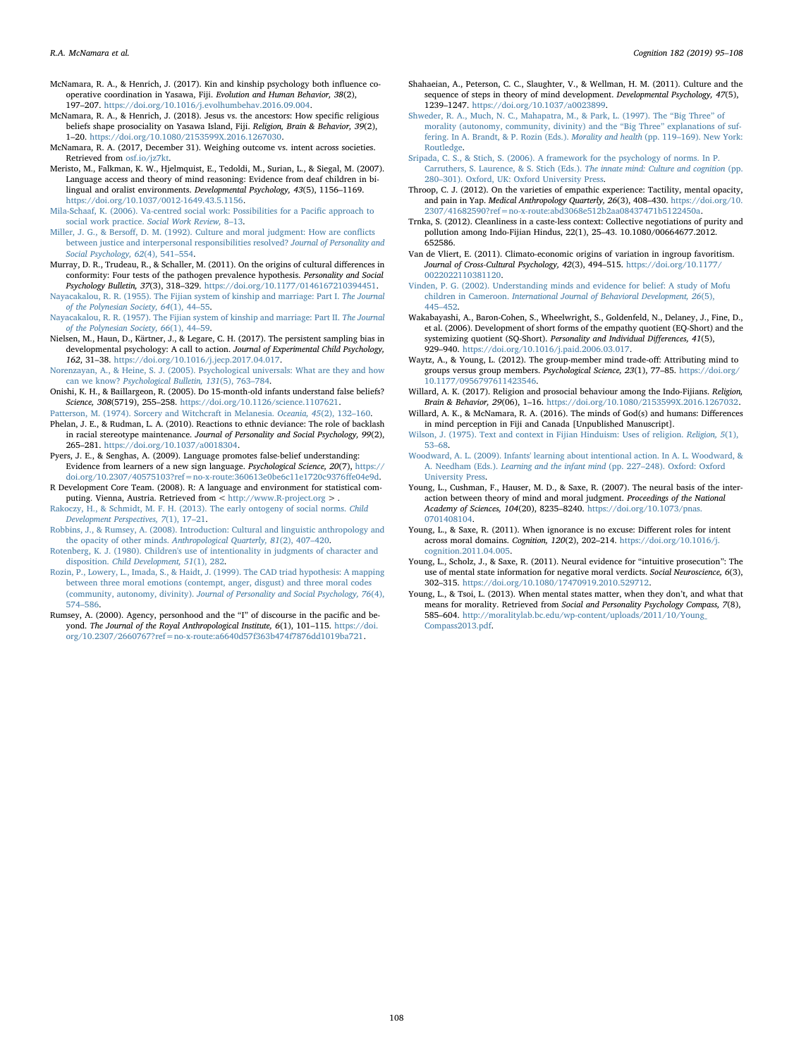McNamara, R. A., & Henrich, J. (2017). Kin and kinship psychology both influence cooperative coordination in Yasawa, Fiji. *Evolution and Human Behavior, 38*(2), 197–207. https://doi.org/10.1016/j.evolhumbehav.2016.09.004.

McNamara, R. A., & Henrich, J. (2018). Jesus vs. the ancestors: How specific religious beliefs shape prosociality on Yasawa Island, Fiji. *Religion, Brain & Behavior, 39*(2), 1–20. https://doi.org/10.1080/2153599X.2016.1267030.

McNamara, R. A. (2017, December 31). Weighing outcome vs. intent across societies. Retrieved from osf.io/jz7kt.

Meristo, M., Falkman, K. W., Hjelmquist, E., Tedoldi, M., Surian, L., & Siegal, M. (2007). Language access and theory of mind reasoning: Evidence from deaf children in bilingual and oralist environments. *Developmental Psychology, 43*(5), 1156–1169. https://doi.org/10.1037/0012-1649.43.5.1156.

Mila-Schaaf, K. (2006). Va-centred social work: Possibilities for a Pacific approach to social work practice. *Social Work Review,* 8–13.

Miller, J. G., & Bersoff, D. M. (1992). Culture and moral judgment: How are conflicts between justice and interpersonal responsibilities resolved? *Journal of Personality and Social Psychology, 62*(4), 541–554.

Murray, D. R., Trudeau, R., & Schaller, M. (2011). On the origins of cultural differences in conformity: Four tests of the pathogen prevalence hypothesis. *Personality and Social Psychology Bulletin, 37*(3), 318–329. https://doi.org/10.1177/0146167210394451.

Nayacakalou, R. R. (1955). The Fijian system of kinship and marriage: Part I. *The Journal of the Polynesian Society, 64*(1), 44–55.

Nayacakalou, R. R. (1957). The Fijian system of kinship and marriage: Part II. *The Journal of the Polynesian Society, 66*(1), 44–59.

Nielsen, M., Haun, D., Kärtner, J., & Legare, C. H. (2017). The persistent sampling bias in developmental psychology: A call to action. *Journal of Experimental Child Psychology, 162*, 31–38. https://doi.org/10.1016/j.jecp.2017.04.017.

Norenzayan, A., & Heine, S. J. (2005). Psychological universals: What are they and how can we know? *Psychological Bulletin, 131*(5), 763–784.

Onishi, K. H., & Baillargeon, R. (2005). Do 15-month-old infants understand false beliefs? *Science, 308*(5719), 255–258. https://doi.org/10.1126/science.1107621.

Patterson, M. (1974). Sorcery and Witchcraft in Melanesia. *Oceania, 45*(2), 132–160.

Phelan, J. E., & Rudman, L. A. (2010). Reactions to ethnic deviance: The role of backlash in racial stereotype maintenance. *Journal of Personality and Social Psychology, 99*(2), 265–281. https://doi.org/10.1037/a0018304.

Pyers, J. E., & Senghas, A. (2009). Language promotes false-belief understanding: Evidence from learners of a new sign language. *Psychological Science, 20*(7), https://doi.org/10.2307/40575103?ref=no-x-route:360613e0be6c11e1720c9376ffe04e9d.

R Development Core Team. (2008). R: A language and environment for statistical computing. Vienna, Austria. Retrieved from < http://www.R-project.org > .

Rakoczy, H., & Schmidt, M. F. H. (2013). The early ontogeny of social norms. *Child Development Perspectives, 7*(1), 17–21.

Robbins, J., & Rumsey, A. (2008). Introduction: Cultural and linguistic anthropology and the opacity of other minds. *Anthropological Quarterly, 81*(2), 407–420.

Rotenberg, K. J. (1980). Children's use of intentionality in judgments of character and disposition. *Child Development, 51*(1), 282.

Rozin, P., Lowery, L., Imada, S., & Haidt, J. (1999). The CAD triad hypothesis: A mapping between three moral emotions (contempt, anger, disgust) and three moral codes (community, autonomy, divinity). *Journal of Personality and Social Psychology, 76*(4), 574–586.

Rumsey, A. (2000). Agency, personhood and the "I" of discourse in the pacific and beyond. *The Journal of the Royal Anthropological Institute, 6*(1), 101–115. https://doi.org/10.2307/2660767?ref=no-x-route:a6640d57f363b474f7876dd1019ba721.

Shahaeian, A., Peterson, C. C., Slaughter, V., & Wellman, H. M. (2011). Culture and the sequence of steps in theory of mind development. *Developmental Psychology, 47*(5), 1239–1247. https://doi.org/10.1037/a0023899.

Shweder, R. A., Much, N. C., Mahapatra, M., & Park, L. (1997). The "Big Three" of morality (autonomy, community, divinity) and the "Big Three" explanations of suffering. In A. Brandt, & P. Rozin (Eds.). *Morality and health* (pp. 119–169). New York: Routledge.

Sripada, C. S., & Stich, S. (2006). A framework for the psychology of norms. In P. Carruthers, S. Laurence, & S. Stich (Eds.). *The innate mind: Culture and cognition* (pp. 280–301). Oxford, UK: Oxford University Press.

Throop, C. J. (2012). On the varieties of empathic experience: Tactility, mental opacity, and pain in Yap. *Medical Anthropology Quarterly, 26*(3), 408–430. https://doi.org/10.2307/41682590?ref=no-x-route:abd3068e512b2aa08437471b5122450a.

Trnka, S. (2012). Cleanliness in a caste-less context: Collective negotiations of purity and pollution among Indo-Fijian Hindus, 22(1), 25–43. 10.1080/00664677.2012.652586.

Van de Vliert, E. (2011). Climato-economic origins of variation in ingroup favoritism. *Journal of Cross-Cultural Psychology, 42*(3), 494–515. https://doi.org/10.1177/0022022110381120.

Vinden, P. G. (2002). Understanding minds and evidence for belief: A study of Mofu children in Cameroon. *International Journal of Behavioral Development, 26*(5), 445–452.

Wakabayashi, A., Baron-Cohen, S., Wheelwright, S., Goldenfeld, N., Delaney, J., Fine, D., et al. (2006). Development of short forms of the empathy quotient (EQ-Short) and the systemizing quotient (SQ-Short). *Personality and Individual Differences, 41*(5), 929–940. https://doi.org/10.1016/j.paid.2006.03.017.

Waytz, A., & Young, L. (2012). The group-member mind trade-off: Attributing mind to groups versus group members. *Psychological Science, 23*(1), 77–85. https://doi.org/10.1177/0956797611423546.

Willard, A. K. (2017). Religion and prosocial behaviour among the Indo-Fijians. *Religion, Brain & Behavior, 29*(06), 1–16. https://doi.org/10.1080/2153599X.2016.1267032.

Willard, A. K., & McNamara, R. A. (2016). The minds of God(s) and humans: Differences in mind perception in Fiji and Canada [Unpublished Manuscript].

Wilson, J. (1975). Text and context in Fijian Hinduism: Uses of religion. *Religion, 5*(1), 53–68.

Woodward, A. L. (2009). Infants' learning about intentional action. In A. L. Woodward, & A. Needham (Eds.). *Learning and the infant mind* (pp. 227–248). Oxford: Oxford University Press.

Young, L., Cushman, F., Hauser, M. D., & Saxe, R. (2007). The neural basis of the interaction between theory of mind and moral judgment. *Proceedings of the National Academy of Sciences, 104*(20), 8235–8240. https://doi.org/10.1073/pnas.0701408104.

Young, L., & Saxe, R. (2011). When ignorance is no excuse: Different roles for intent across moral domains. *Cognition, 120*(2), 202–214. https://doi.org/10.1016/j.cognition.2011.04.005.

Young, L., Scholz, J., & Saxe, R. (2011). Neural evidence for "intuitive prosecution": The use of mental state information for negative moral verdicts. *Social Neuroscience, 6*(3), 302–315. https://doi.org/10.1080/17470919.2010.529712.

Young, L., & Tsoi, L. (2013). When mental states matter, when they don't, and what that means for morality. Retrieved from *Social and Personality Psychology Compass, 7*(8), 585–604. http://moralitylab.bc.edu/wp-content/uploads/2011/10/Young_Compass2013.pdf.